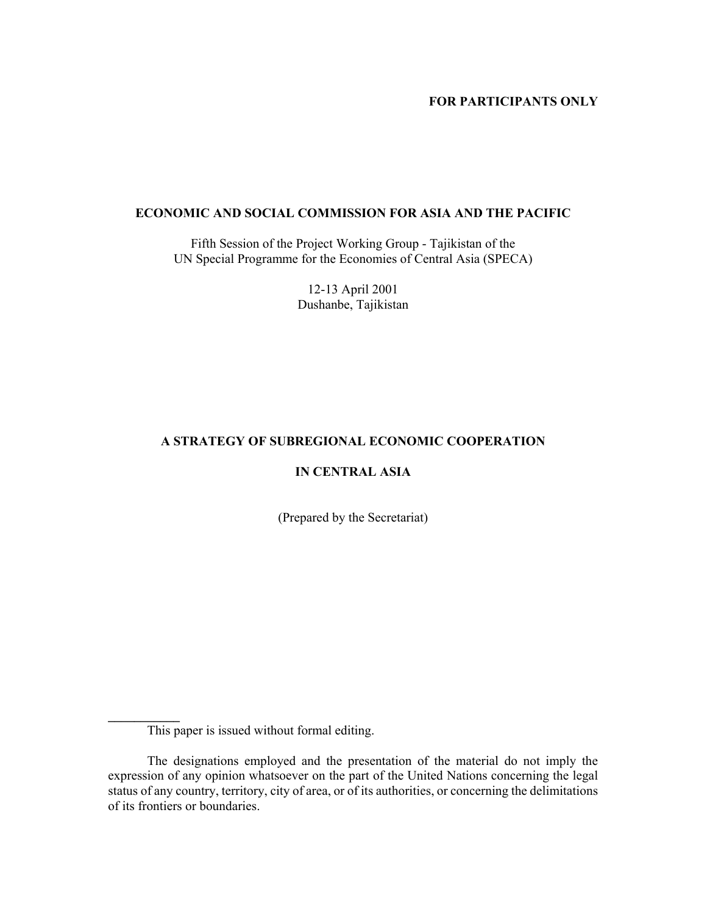**FOR PARTICIPANTS ONLY**

**ECONOMIC AND SOCIAL COMMISSION FOR ASIA AND THE PACIFIC**

Fifth Session of the Project Working Group - Tajikistan of the
UN Special Programme for the Economies of Central Asia (SPECA)

12-13 April 2001
Dushanbe, Tajikistan

# A STRATEGY OF SUBREGIONAL ECONOMIC COOPERATION IN CENTRAL ASIA

(Prepared by the Secretariat)

---

This paper is issued without formal editing.

The designations employed and the presentation of the material do not imply the expression of any opinion whatsoever on the part of the United Nations concerning the legal status of any country, territory, city of area, or of its authorities, or concerning the delimitations of its frontiers or boundaries.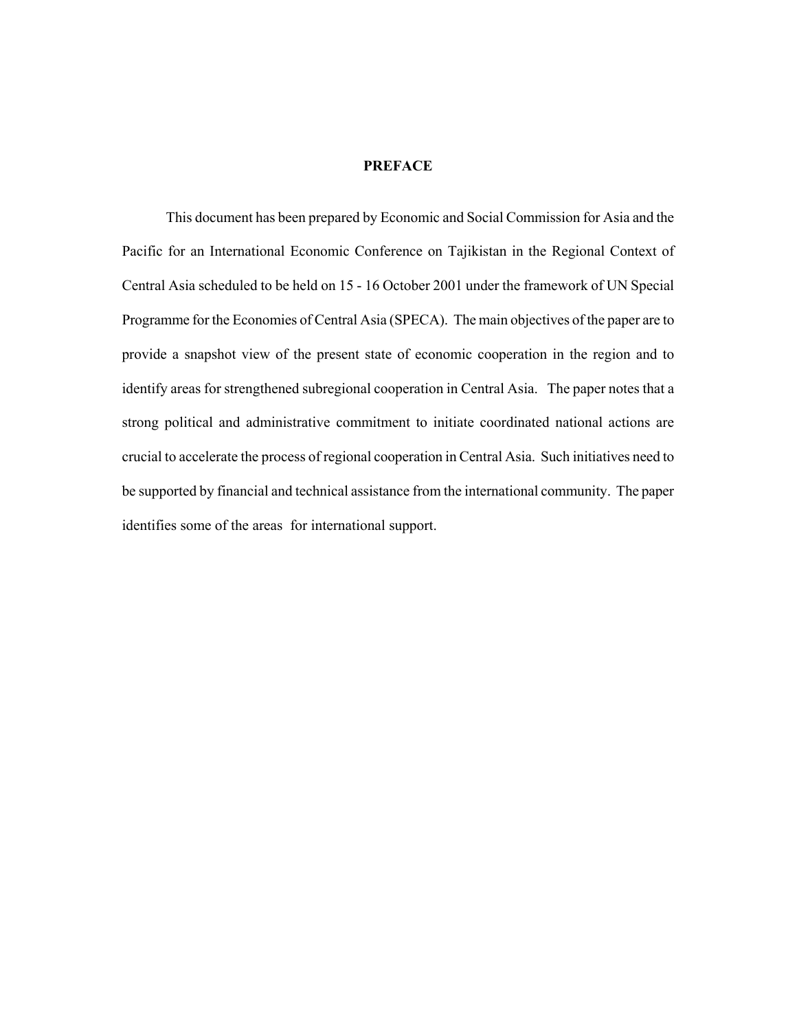# PREFACE

This document has been prepared by Economic and Social Commission for Asia and the Pacific for an International Economic Conference on Tajikistan in the Regional Context of Central Asia scheduled to be held on 15 - 16 October 2001 under the framework of UN Special Programme for the Economies of Central Asia (SPECA). The main objectives of the paper are to provide a snapshot view of the present state of economic cooperation in the region and to identify areas for strengthened subregional cooperation in Central Asia. The paper notes that a strong political and administrative commitment to initiate coordinated national actions are crucial to accelerate the process of regional cooperation in Central Asia. Such initiatives need to be supported by financial and technical assistance from the international community. The paper identifies some of the areas for international support.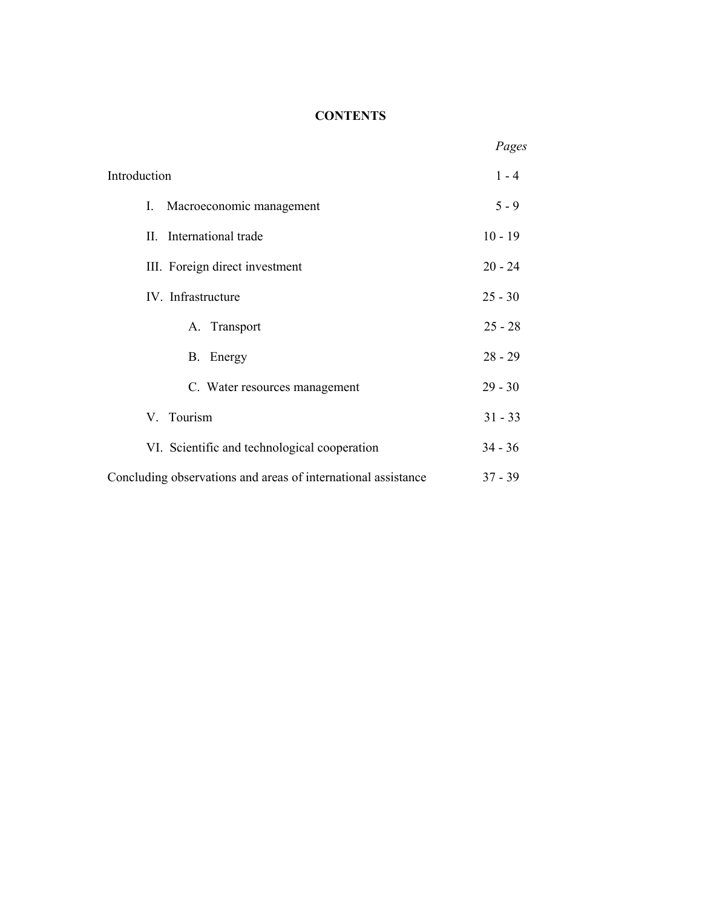**CONTENTS**

| | *Pages* |
|---|---|
| Introduction | 1 - 4 |
| I. Macroeconomic management | 5 - 9 |
| II. International trade | 10 - 19 |
| III. Foreign direct investment | 20 - 24 |
| IV. Infrastructure | 25 - 30 |
| A. Transport | 25 - 28 |
| B. Energy | 28 - 29 |
| C. Water resources management | 29 - 30 |
| V. Tourism | 31 - 33 |
| VI. Scientific and technological cooperation | 34 - 36 |
| Concluding observations and areas of international assistance | 37 - 39 |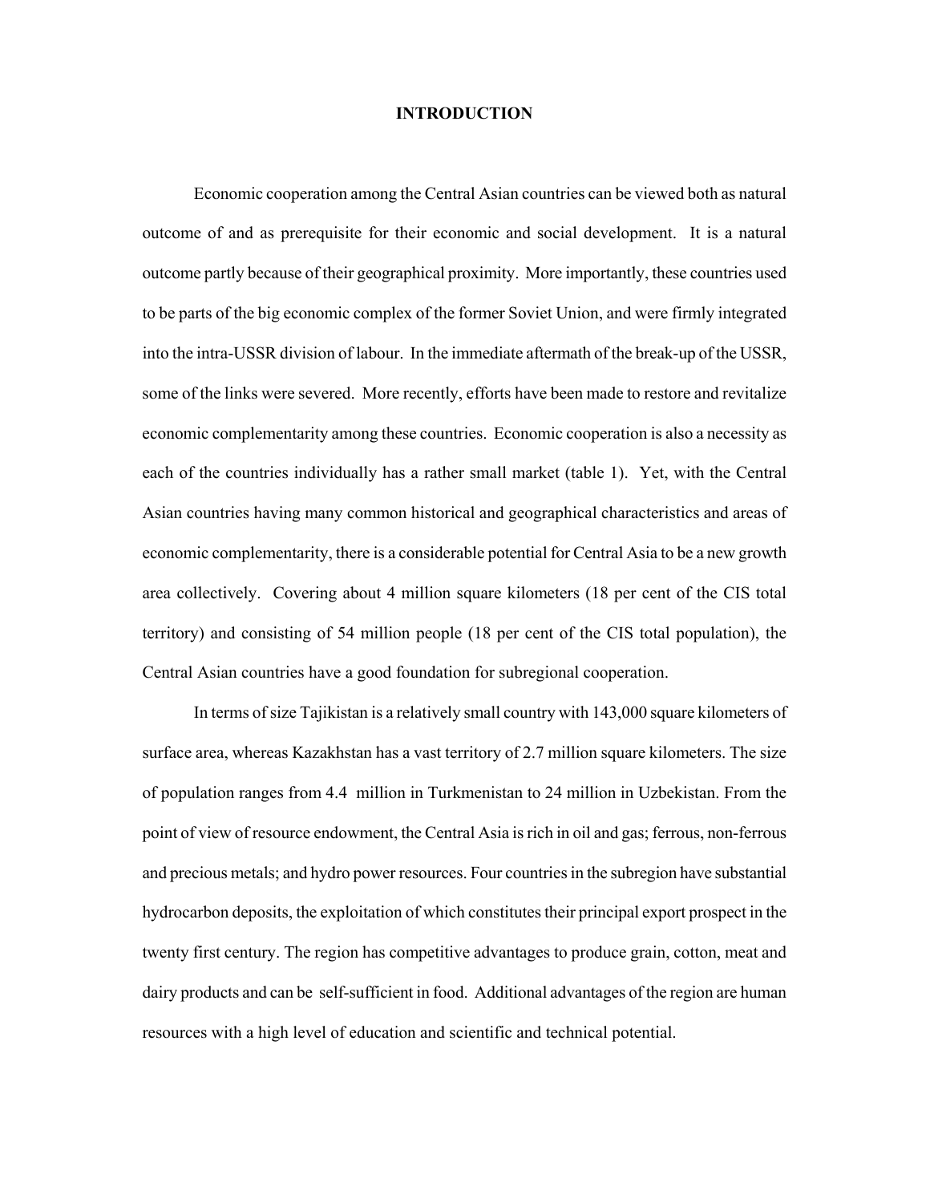# INTRODUCTION

Economic cooperation among the Central Asian countries can be viewed both as natural outcome of and as prerequisite for their economic and social development. It is a natural outcome partly because of their geographical proximity. More importantly, these countries used to be parts of the big economic complex of the former Soviet Union, and were firmly integrated into the intra-USSR division of labour. In the immediate aftermath of the break-up of the USSR, some of the links were severed. More recently, efforts have been made to restore and revitalize economic complementarity among these countries. Economic cooperation is also a necessity as each of the countries individually has a rather small market (table 1). Yet, with the Central Asian countries having many common historical and geographical characteristics and areas of economic complementarity, there is a considerable potential for Central Asia to be a new growth area collectively. Covering about 4 million square kilometers (18 per cent of the CIS total territory) and consisting of 54 million people (18 per cent of the CIS total population), the Central Asian countries have a good foundation for subregional cooperation.

In terms of size Tajikistan is a relatively small country with 143,000 square kilometers of surface area, whereas Kazakhstan has a vast territory of 2.7 million square kilometers. The size of population ranges from 4.4 million in Turkmenistan to 24 million in Uzbekistan. From the point of view of resource endowment, the Central Asia is rich in oil and gas; ferrous, non-ferrous and precious metals; and hydro power resources. Four countries in the subregion have substantial hydrocarbon deposits, the exploitation of which constitutes their principal export prospect in the twenty first century. The region has competitive advantages to produce grain, cotton, meat and dairy products and can be self-sufficient in food. Additional advantages of the region are human resources with a high level of education and scientific and technical potential.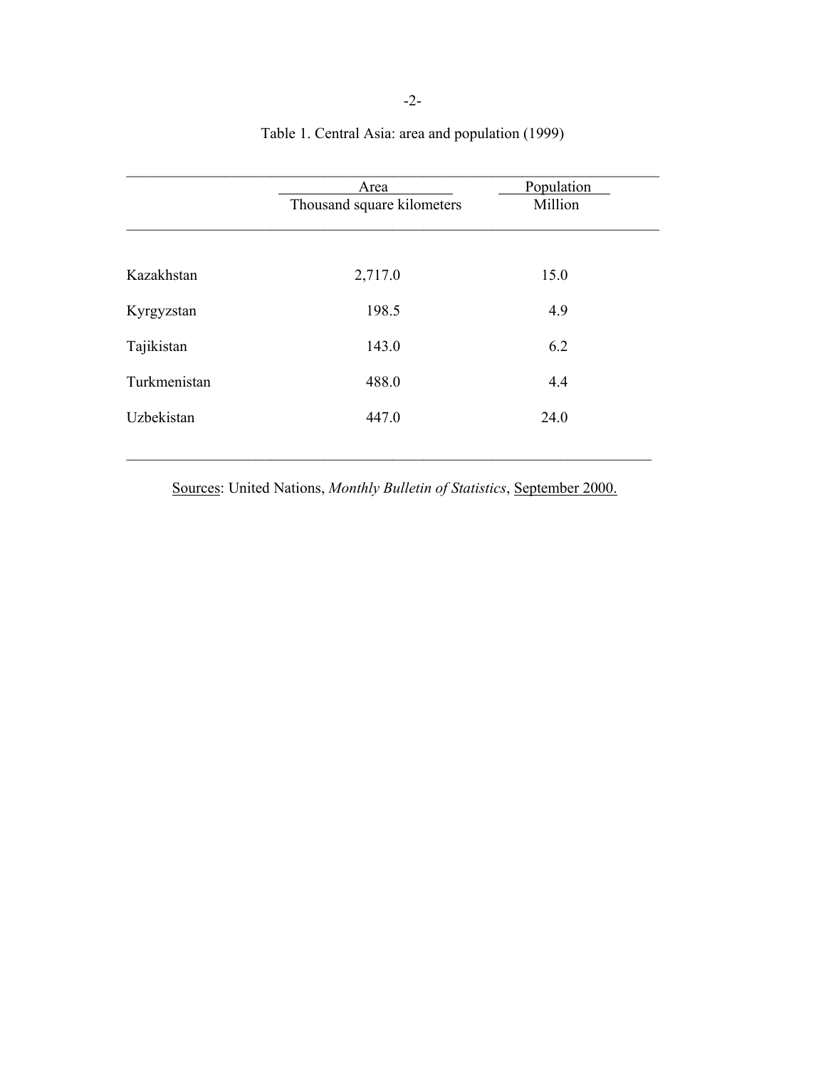Table 1. Central Asia: area and population (1999)

| | Area<br>Thousand square kilometers | Population<br>Million |
|---|---|---|
| Kazakhstan | 2,717.0 | 15.0 |
| Kyrgyzstan | 198.5 | 4.9 |
| Tajikistan | 143.0 | 6.2 |
| Turkmenistan | 488.0 | 4.4 |
| Uzbekistan | 447.0 | 24.0 |

Sources: United Nations, *Monthly Bulletin of Statistics*, September 2000.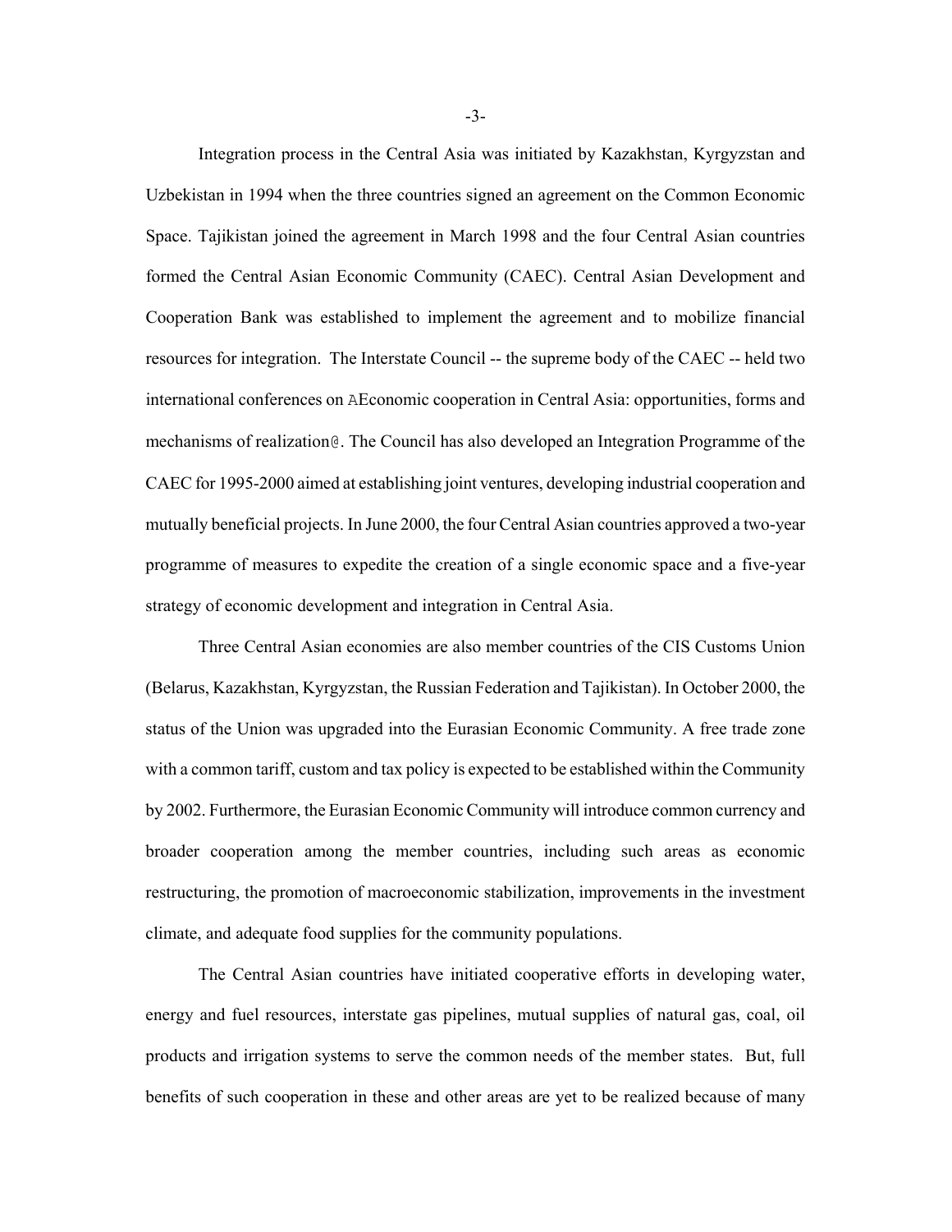Integration process in the Central Asia was initiated by Kazakhstan, Kyrgyzstan and Uzbekistan in 1994 when the three countries signed an agreement on the Common Economic Space. Tajikistan joined the agreement in March 1998 and the four Central Asian countries formed the Central Asian Economic Community (CAEC). Central Asian Development and Cooperation Bank was established to implement the agreement and to mobilize financial resources for integration. The Interstate Council -- the supreme body of the CAEC -- held two international conferences on AEconomic cooperation in Central Asia: opportunities, forms and mechanisms of realization@. The Council has also developed an Integration Programme of the CAEC for 1995-2000 aimed at establishing joint ventures, developing industrial cooperation and mutually beneficial projects. In June 2000, the four Central Asian countries approved a two-year programme of measures to expedite the creation of a single economic space and a five-year strategy of economic development and integration in Central Asia.

Three Central Asian economies are also member countries of the CIS Customs Union (Belarus, Kazakhstan, Kyrgyzstan, the Russian Federation and Tajikistan). In October 2000, the status of the Union was upgraded into the Eurasian Economic Community. A free trade zone with a common tariff, custom and tax policy is expected to be established within the Community by 2002. Furthermore, the Eurasian Economic Community will introduce common currency and broader cooperation among the member countries, including such areas as economic restructuring, the promotion of macroeconomic stabilization, improvements in the investment climate, and adequate food supplies for the community populations.

The Central Asian countries have initiated cooperative efforts in developing water, energy and fuel resources, interstate gas pipelines, mutual supplies of natural gas, coal, oil products and irrigation systems to serve the common needs of the member states. But, full benefits of such cooperation in these and other areas are yet to be realized because of many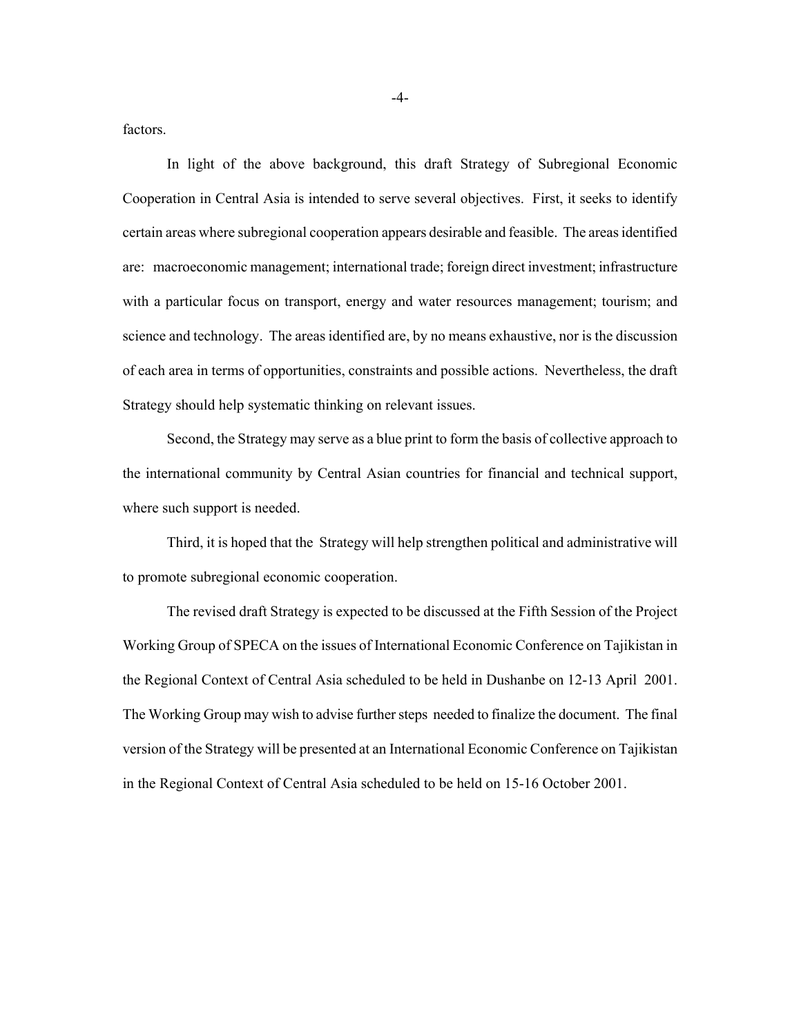factors.

In light of the above background, this draft Strategy of Subregional Economic Cooperation in Central Asia is intended to serve several objectives. First, it seeks to identify certain areas where subregional cooperation appears desirable and feasible. The areas identified are: macroeconomic management; international trade; foreign direct investment; infrastructure with a particular focus on transport, energy and water resources management; tourism; and science and technology. The areas identified are, by no means exhaustive, nor is the discussion of each area in terms of opportunities, constraints and possible actions. Nevertheless, the draft Strategy should help systematic thinking on relevant issues.

Second, the Strategy may serve as a blue print to form the basis of collective approach to the international community by Central Asian countries for financial and technical support, where such support is needed.

Third, it is hoped that the Strategy will help strengthen political and administrative will to promote subregional economic cooperation.

The revised draft Strategy is expected to be discussed at the Fifth Session of the Project Working Group of SPECA on the issues of International Economic Conference on Tajikistan in the Regional Context of Central Asia scheduled to be held in Dushanbe on 12-13 April 2001. The Working Group may wish to advise further steps needed to finalize the document. The final version of the Strategy will be presented at an International Economic Conference on Tajikistan in the Regional Context of Central Asia scheduled to be held on 15-16 October 2001.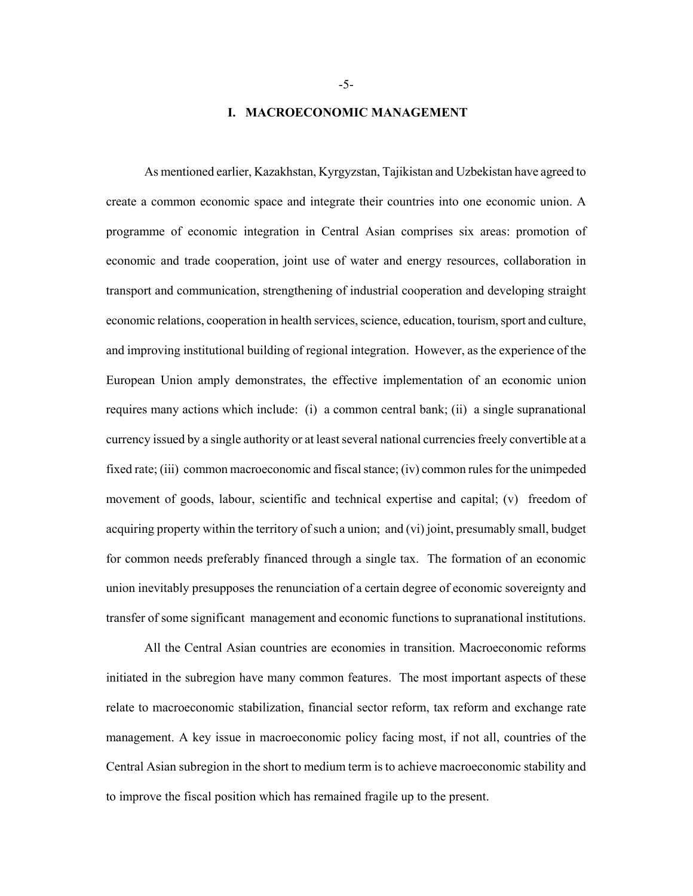# I. MACROECONOMIC MANAGEMENT

As mentioned earlier, Kazakhstan, Kyrgyzstan, Tajikistan and Uzbekistan have agreed to create a common economic space and integrate their countries into one economic union. A programme of economic integration in Central Asian comprises six areas: promotion of economic and trade cooperation, joint use of water and energy resources, collaboration in transport and communication, strengthening of industrial cooperation and developing straight economic relations, cooperation in health services, science, education, tourism, sport and culture, and improving institutional building of regional integration. However, as the experience of the European Union amply demonstrates, the effective implementation of an economic union requires many actions which include: (i) a common central bank; (ii) a single supranational currency issued by a single authority or at least several national currencies freely convertible at a fixed rate; (iii) common macroeconomic and fiscal stance; (iv) common rules for the unimpeded movement of goods, labour, scientific and technical expertise and capital; (v) freedom of acquiring property within the territory of such a union; and (vi) joint, presumably small, budget for common needs preferably financed through a single tax. The formation of an economic union inevitably presupposes the renunciation of a certain degree of economic sovereignty and transfer of some significant management and economic functions to supranational institutions.

All the Central Asian countries are economies in transition. Macroeconomic reforms initiated in the subregion have many common features. The most important aspects of these relate to macroeconomic stabilization, financial sector reform, tax reform and exchange rate management. A key issue in macroeconomic policy facing most, if not all, countries of the Central Asian subregion in the short to medium term is to achieve macroeconomic stability and to improve the fiscal position which has remained fragile up to the present.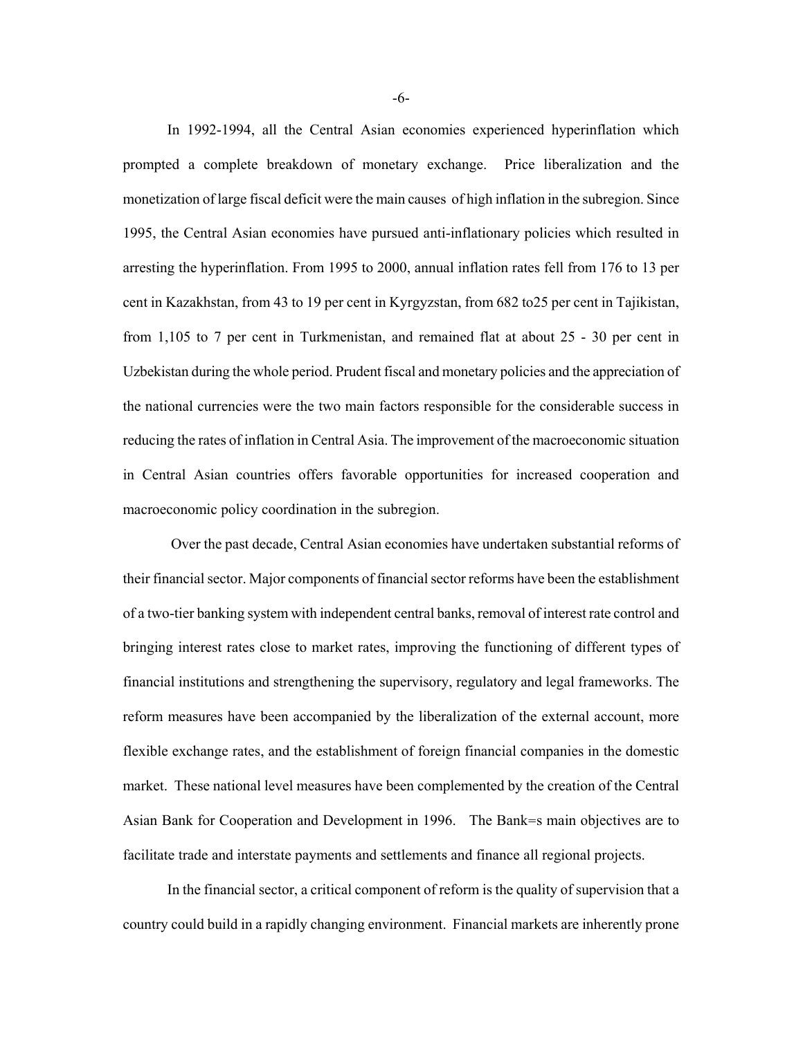In 1992-1994, all the Central Asian economies experienced hyperinflation which prompted a complete breakdown of monetary exchange. Price liberalization and the monetization of large fiscal deficit were the main causes of high inflation in the subregion. Since 1995, the Central Asian economies have pursued anti-inflationary policies which resulted in arresting the hyperinflation. From 1995 to 2000, annual inflation rates fell from 176 to 13 per cent in Kazakhstan, from 43 to 19 per cent in Kyrgyzstan, from 682 to25 per cent in Tajikistan, from 1,105 to 7 per cent in Turkmenistan, and remained flat at about 25 - 30 per cent in Uzbekistan during the whole period. Prudent fiscal and monetary policies and the appreciation of the national currencies were the two main factors responsible for the considerable success in reducing the rates of inflation in Central Asia. The improvement of the macroeconomic situation in Central Asian countries offers favorable opportunities for increased cooperation and macroeconomic policy coordination in the subregion.

Over the past decade, Central Asian economies have undertaken substantial reforms of their financial sector. Major components of financial sector reforms have been the establishment of a two-tier banking system with independent central banks, removal of interest rate control and bringing interest rates close to market rates, improving the functioning of different types of financial institutions and strengthening the supervisory, regulatory and legal frameworks. The reform measures have been accompanied by the liberalization of the external account, more flexible exchange rates, and the establishment of foreign financial companies in the domestic market. These national level measures have been complemented by the creation of the Central Asian Bank for Cooperation and Development in 1996. The Bank=s main objectives are to facilitate trade and interstate payments and settlements and finance all regional projects.

In the financial sector, a critical component of reform is the quality of supervision that a country could build in a rapidly changing environment. Financial markets are inherently prone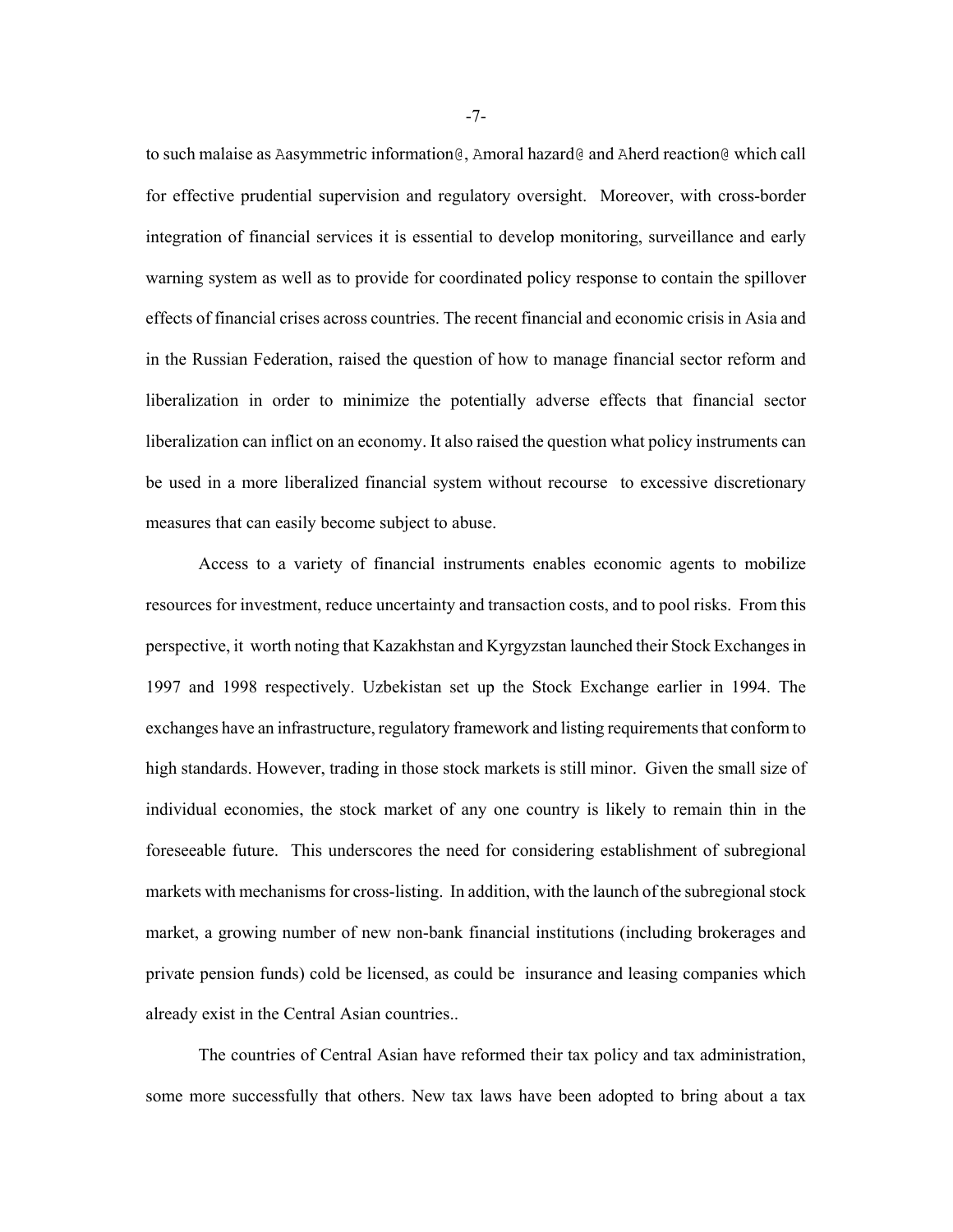to such malaise as Aasymmetric information@, Amoral hazard@ and Aherd reaction@ which call for effective prudential supervision and regulatory oversight. Moreover, with cross-border integration of financial services it is essential to develop monitoring, surveillance and early warning system as well as to provide for coordinated policy response to contain the spillover effects of financial crises across countries. The recent financial and economic crisis in Asia and in the Russian Federation, raised the question of how to manage financial sector reform and liberalization in order to minimize the potentially adverse effects that financial sector liberalization can inflict on an economy. It also raised the question what policy instruments can be used in a more liberalized financial system without recourse to excessive discretionary measures that can easily become subject to abuse.

Access to a variety of financial instruments enables economic agents to mobilize resources for investment, reduce uncertainty and transaction costs, and to pool risks. From this perspective, it worth noting that Kazakhstan and Kyrgyzstan launched their Stock Exchanges in 1997 and 1998 respectively. Uzbekistan set up the Stock Exchange earlier in 1994. The exchanges have an infrastructure, regulatory framework and listing requirements that conform to high standards. However, trading in those stock markets is still minor. Given the small size of individual economies, the stock market of any one country is likely to remain thin in the foreseeable future. This underscores the need for considering establishment of subregional markets with mechanisms for cross-listing. In addition, with the launch of the subregional stock market, a growing number of new non-bank financial institutions (including brokerages and private pension funds) cold be licensed, as could be insurance and leasing companies which already exist in the Central Asian countries..

The countries of Central Asian have reformed their tax policy and tax administration, some more successfully that others. New tax laws have been adopted to bring about a tax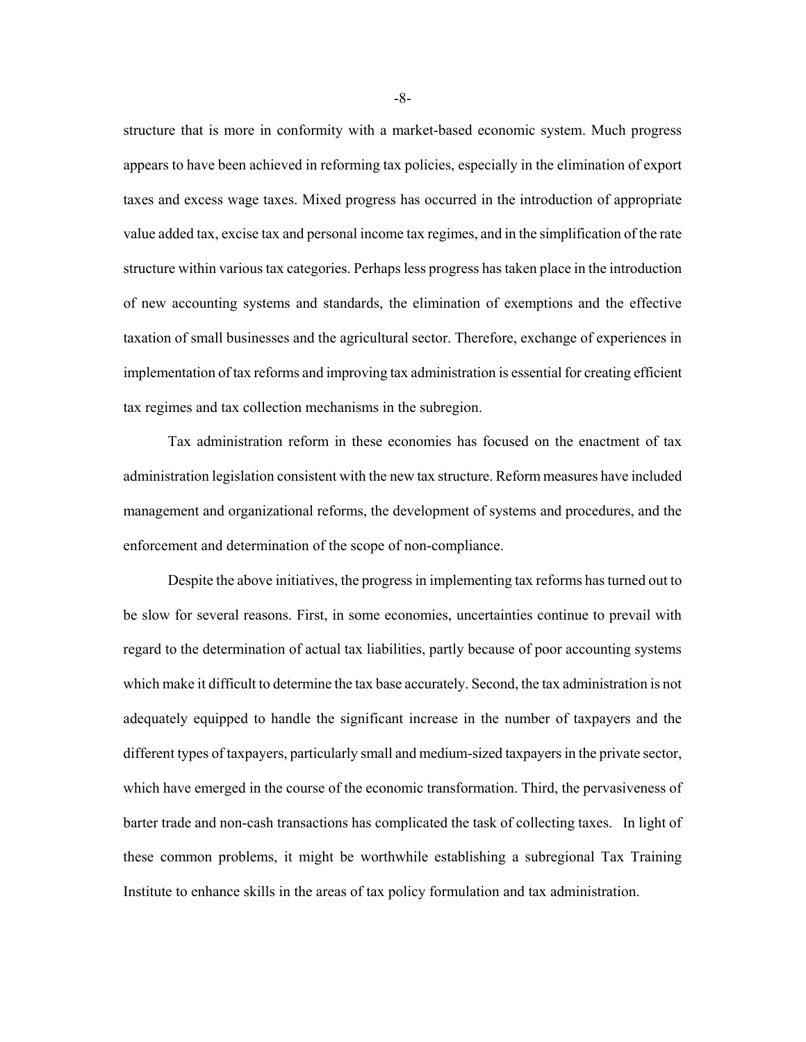structure that is more in conformity with a market-based economic system. Much progress appears to have been achieved in reforming tax policies, especially in the elimination of export taxes and excess wage taxes. Mixed progress has occurred in the introduction of appropriate value added tax, excise tax and personal income tax regimes, and in the simplification of the rate structure within various tax categories. Perhaps less progress has taken place in the introduction of new accounting systems and standards, the elimination of exemptions and the effective taxation of small businesses and the agricultural sector. Therefore, exchange of experiences in implementation of tax reforms and improving tax administration is essential for creating efficient tax regimes and tax collection mechanisms in the subregion.

Tax administration reform in these economies has focused on the enactment of tax administration legislation consistent with the new tax structure. Reform measures have included management and organizational reforms, the development of systems and procedures, and the enforcement and determination of the scope of non-compliance.

Despite the above initiatives, the progress in implementing tax reforms has turned out to be slow for several reasons. First, in some economies, uncertainties continue to prevail with regard to the determination of actual tax liabilities, partly because of poor accounting systems which make it difficult to determine the tax base accurately. Second, the tax administration is not adequately equipped to handle the significant increase in the number of taxpayers and the different types of taxpayers, particularly small and medium-sized taxpayers in the private sector, which have emerged in the course of the economic transformation. Third, the pervasiveness of barter trade and non-cash transactions has complicated the task of collecting taxes. In light of these common problems, it might be worthwhile establishing a subregional Tax Training Institute to enhance skills in the areas of tax policy formulation and tax administration.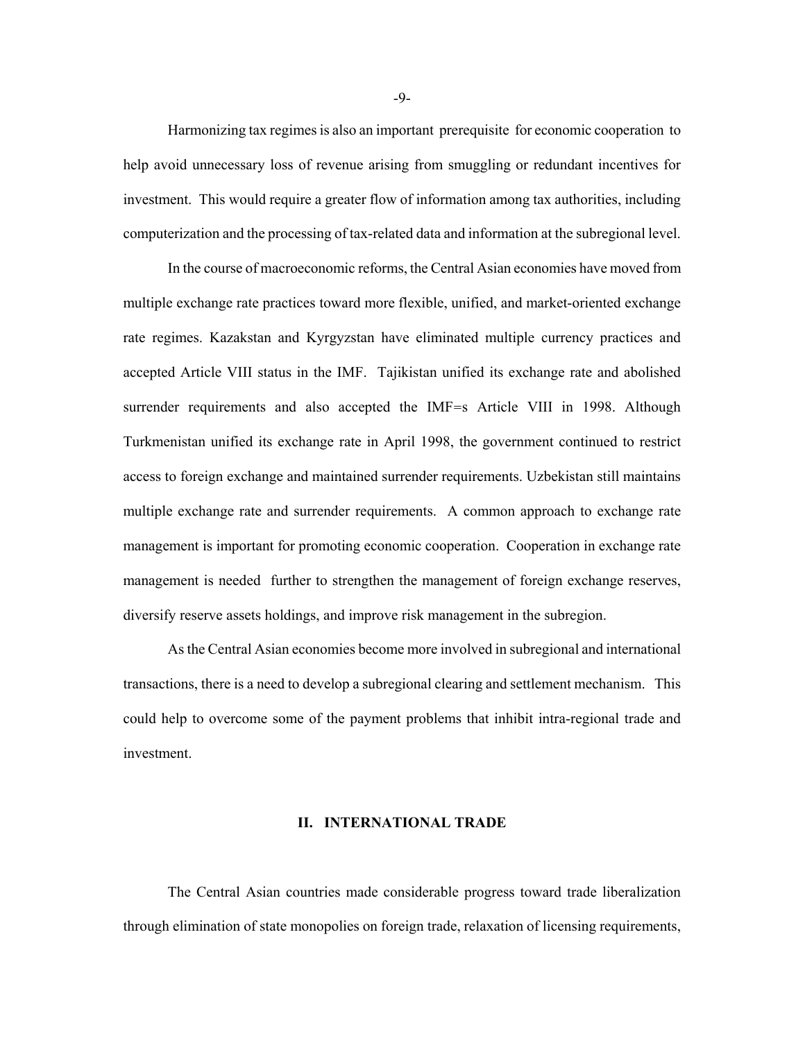Harmonizing tax regimes is also an important prerequisite for economic cooperation to help avoid unnecessary loss of revenue arising from smuggling or redundant incentives for investment. This would require a greater flow of information among tax authorities, including computerization and the processing of tax-related data and information at the subregional level.

In the course of macroeconomic reforms, the Central Asian economies have moved from multiple exchange rate practices toward more flexible, unified, and market-oriented exchange rate regimes. Kazakstan and Kyrgyzstan have eliminated multiple currency practices and accepted Article VIII status in the IMF. Tajikistan unified its exchange rate and abolished surrender requirements and also accepted the IMF=s Article VIII in 1998. Although Turkmenistan unified its exchange rate in April 1998, the government continued to restrict access to foreign exchange and maintained surrender requirements. Uzbekistan still maintains multiple exchange rate and surrender requirements. A common approach to exchange rate management is important for promoting economic cooperation. Cooperation in exchange rate management is needed further to strengthen the management of foreign exchange reserves, diversify reserve assets holdings, and improve risk management in the subregion.

As the Central Asian economies become more involved in subregional and international transactions, there is a need to develop a subregional clearing and settlement mechanism. This could help to overcome some of the payment problems that inhibit intra-regional trade and investment.

## II. INTERNATIONAL TRADE

The Central Asian countries made considerable progress toward trade liberalization through elimination of state monopolies on foreign trade, relaxation of licensing requirements,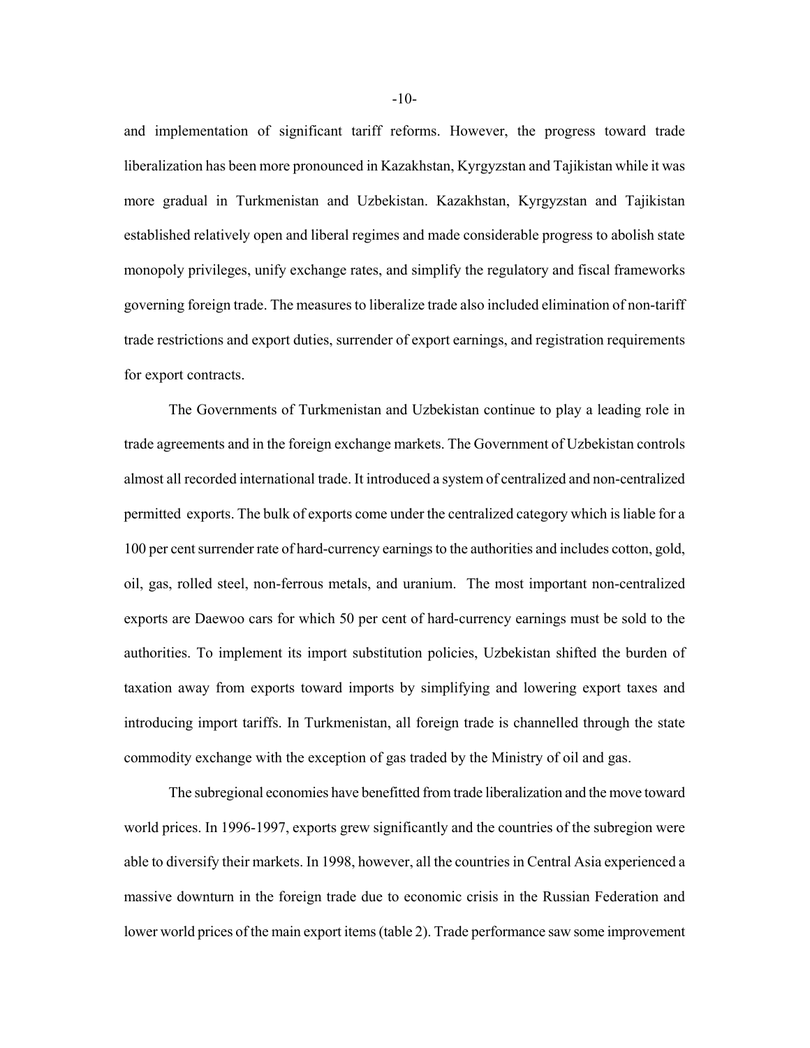and implementation of significant tariff reforms. However, the progress toward trade liberalization has been more pronounced in Kazakhstan, Kyrgyzstan and Tajikistan while it was more gradual in Turkmenistan and Uzbekistan. Kazakhstan, Kyrgyzstan and Tajikistan established relatively open and liberal regimes and made considerable progress to abolish state monopoly privileges, unify exchange rates, and simplify the regulatory and fiscal frameworks governing foreign trade. The measures to liberalize trade also included elimination of non-tariff trade restrictions and export duties, surrender of export earnings, and registration requirements for export contracts.

The Governments of Turkmenistan and Uzbekistan continue to play a leading role in trade agreements and in the foreign exchange markets. The Government of Uzbekistan controls almost all recorded international trade. It introduced a system of centralized and non-centralized permitted exports. The bulk of exports come under the centralized category which is liable for a 100 per cent surrender rate of hard-currency earnings to the authorities and includes cotton, gold, oil, gas, rolled steel, non-ferrous metals, and uranium. The most important non-centralized exports are Daewoo cars for which 50 per cent of hard-currency earnings must be sold to the authorities. To implement its import substitution policies, Uzbekistan shifted the burden of taxation away from exports toward imports by simplifying and lowering export taxes and introducing import tariffs. In Turkmenistan, all foreign trade is channelled through the state commodity exchange with the exception of gas traded by the Ministry of oil and gas.

The subregional economies have benefitted from trade liberalization and the move toward world prices. In 1996-1997, exports grew significantly and the countries of the subregion were able to diversify their markets. In 1998, however, all the countries in Central Asia experienced a massive downturn in the foreign trade due to economic crisis in the Russian Federation and lower world prices of the main export items (table 2). Trade performance saw some improvement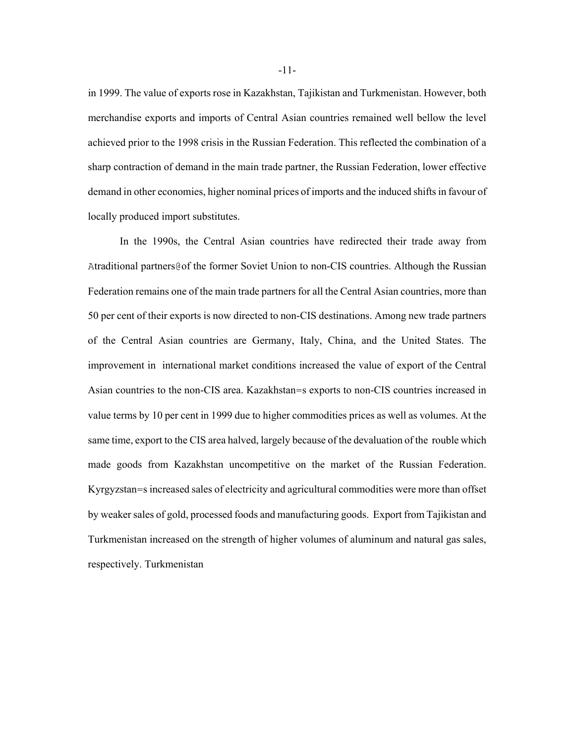in 1999. The value of exports rose in Kazakhstan, Tajikistan and Turkmenistan. However, both merchandise exports and imports of Central Asian countries remained well bellow the level achieved prior to the 1998 crisis in the Russian Federation. This reflected the combination of a sharp contraction of demand in the main trade partner, the Russian Federation, lower effective demand in other economies, higher nominal prices of imports and the induced shifts in favour of locally produced import substitutes.

In the 1990s, the Central Asian countries have redirected their trade away from Atraditional partners@of the former Soviet Union to non-CIS countries. Although the Russian Federation remains one of the main trade partners for all the Central Asian countries, more than 50 per cent of their exports is now directed to non-CIS destinations. Among new trade partners of the Central Asian countries are Germany, Italy, China, and the United States. The improvement in international market conditions increased the value of export of the Central Asian countries to the non-CIS area. Kazakhstan=s exports to non-CIS countries increased in value terms by 10 per cent in 1999 due to higher commodities prices as well as volumes. At the same time, export to the CIS area halved, largely because of the devaluation of the rouble which made goods from Kazakhstan uncompetitive on the market of the Russian Federation. Kyrgyzstan=s increased sales of electricity and agricultural commodities were more than offset by weaker sales of gold, processed foods and manufacturing goods. Export from Tajikistan and Turkmenistan increased on the strength of higher volumes of aluminum and natural gas sales, respectively. Turkmenistan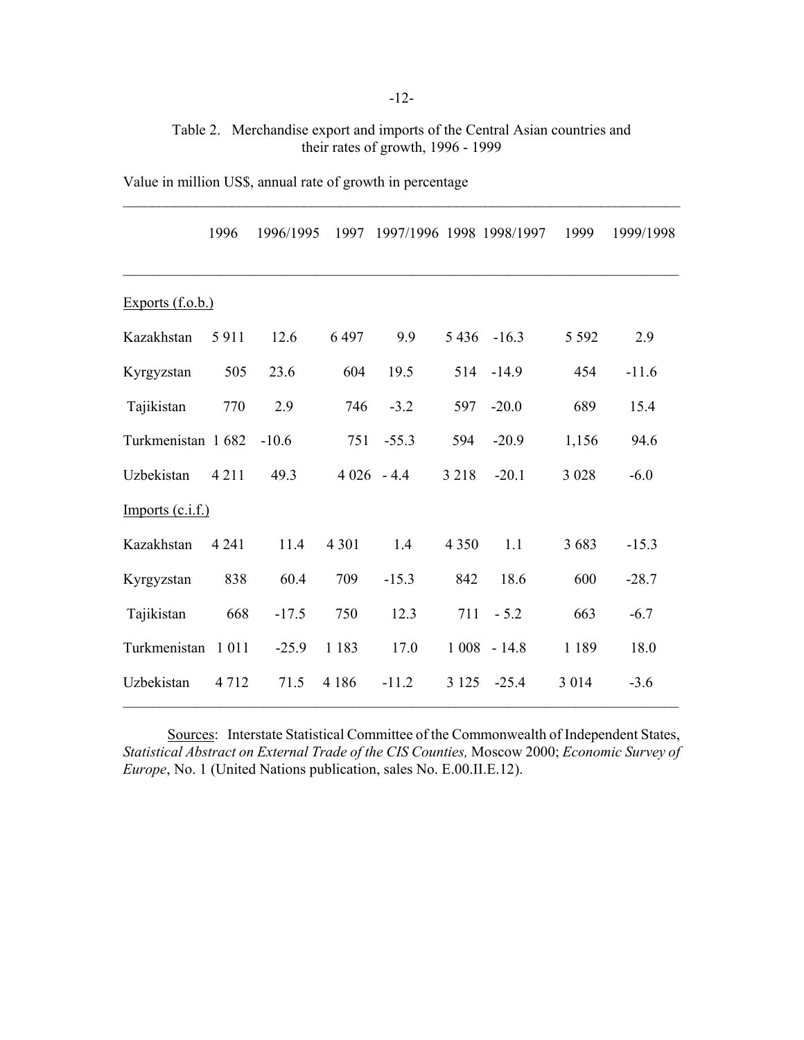Table 2. Merchandise export and imports of the Central Asian countries and their rates of growth, 1996 - 1999

Value in million US$, annual rate of growth in percentage

| | 1996 | 1996/1995 | 1997 | 1997/1996 | 1998 | 1998/1997 | 1999 | 1999/1998 |
|---|---|---|---|---|---|---|---|---|
| Exports (f.o.b.) | | | | | | | | |
| Kazakhstan | 5 911 | 12.6 | 6 497 | 9.9 | 5 436 | -16.3 | 5 592 | 2.9 |
| Kyrgyzstan | 505 | 23.6 | 604 | 19.5 | 514 | -14.9 | 454 | -11.6 |
| Tajikistan | 770 | 2.9 | 746 | -3.2 | 597 | -20.0 | 689 | 15.4 |
| Turkmenistan | 1 682 | -10.6 | 751 | -55.3 | 594 | -20.9 | 1,156 | 94.6 |
| Uzbekistan | 4 211 | 49.3 | 4 026 | - 4.4 | 3 218 | -20.1 | 3 028 | -6.0 |
| Imports (c.i.f.) | | | | | | | | |
| Kazakhstan | 4 241 | 11.4 | 4 301 | 1.4 | 4 350 | 1.1 | 3 683 | -15.3 |
| Kyrgyzstan | 838 | 60.4 | 709 | -15.3 | 842 | 18.6 | 600 | -28.7 |
| Tajikistan | 668 | -17.5 | 750 | 12.3 | 711 | - 5.2 | 663 | -6.7 |
| Turkmenistan | 1 011 | -25.9 | 1 183 | 17.0 | 1 008 | - 14.8 | 1 189 | 18.0 |
| Uzbekistan | 4 712 | 71.5 | 4 186 | -11.2 | 3 125 | -25.4 | 3 014 | -3.6 |

Sources: Interstate Statistical Committee of the Commonwealth of Independent States, *Statistical Abstract on External Trade of the CIS Counties,* Moscow 2000; *Economic Survey of Europe*, No. 1 (United Nations publication, sales No. E.00.II.E.12).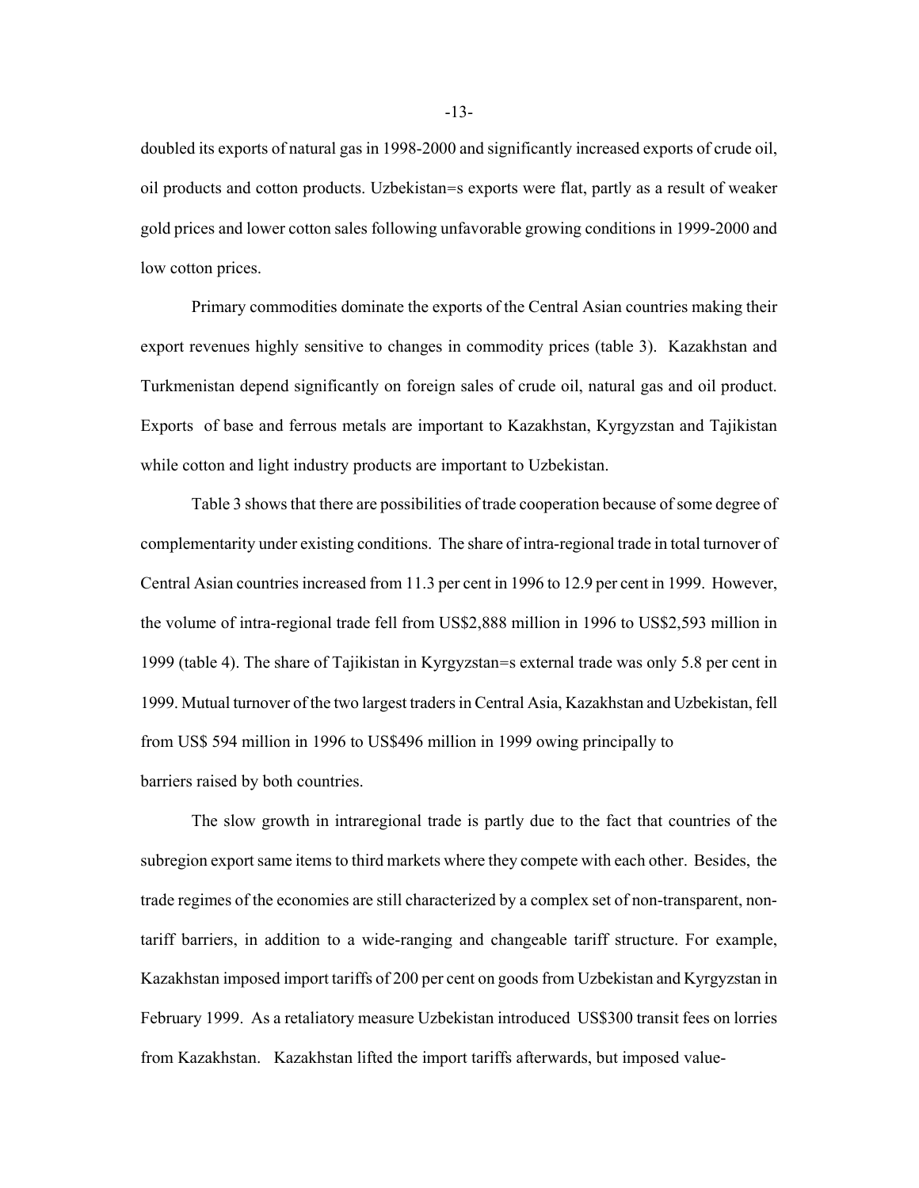doubled its exports of natural gas in 1998-2000 and significantly increased exports of crude oil, oil products and cotton products. Uzbekistan=s exports were flat, partly as a result of weaker gold prices and lower cotton sales following unfavorable growing conditions in 1999-2000 and low cotton prices.

Primary commodities dominate the exports of the Central Asian countries making their export revenues highly sensitive to changes in commodity prices (table 3). Kazakhstan and Turkmenistan depend significantly on foreign sales of crude oil, natural gas and oil product. Exports of base and ferrous metals are important to Kazakhstan, Kyrgyzstan and Tajikistan while cotton and light industry products are important to Uzbekistan.

Table 3 shows that there are possibilities of trade cooperation because of some degree of complementarity under existing conditions. The share of intra-regional trade in total turnover of Central Asian countries increased from 11.3 per cent in 1996 to 12.9 per cent in 1999. However, the volume of intra-regional trade fell from US$2,888 million in 1996 to US$2,593 million in 1999 (table 4). The share of Tajikistan in Kyrgyzstan=s external trade was only 5.8 per cent in 1999. Mutual turnover of the two largest traders in Central Asia, Kazakhstan and Uzbekistan, fell from US$ 594 million in 1996 to US$496 million in 1999 owing principally to barriers raised by both countries.

The slow growth in intraregional trade is partly due to the fact that countries of the subregion export same items to third markets where they compete with each other. Besides, the trade regimes of the economies are still characterized by a complex set of non-transparent, non-tariff barriers, in addition to a wide-ranging and changeable tariff structure. For example, Kazakhstan imposed import tariffs of 200 per cent on goods from Uzbekistan and Kyrgyzstan in February 1999. As a retaliatory measure Uzbekistan introduced US$300 transit fees on lorries from Kazakhstan. Kazakhstan lifted the import tariffs afterwards, but imposed value-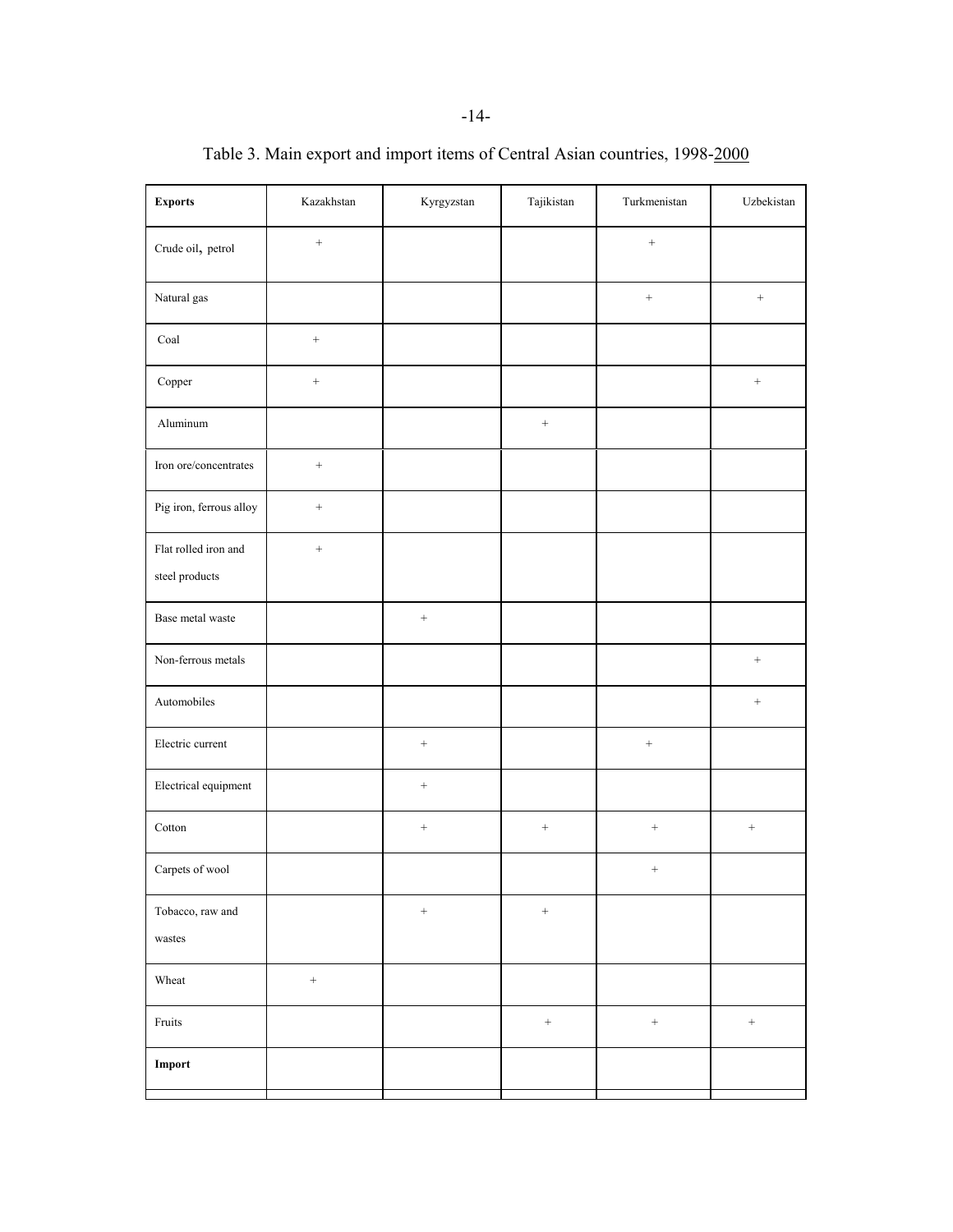Table 3. Main export and import items of Central Asian countries, 1998-2000

| **Exports** | Kazakhstan | Kyrgyzstan | Tajikistan | Turkmenistan | Uzbekistan |
|---|---|---|---|---|---|
| Crude oil, petrol | + | | | + | |
| Natural gas | | | | + | + |
| Coal | + | | | | |
| Copper | + | | | | + |
| Aluminum | | | + | | |
| Iron ore/concentrates | + | | | | |
| Pig iron, ferrous alloy | + | | | | |
| Flat rolled iron and steel products | + | | | | |
| Base metal waste | | + | | | |
| Non-ferrous metals | | | | | + |
| Automobiles | | | | | + |
| Electric current | | + | | + | |
| Electrical equipment | | + | | | |
| Cotton | | + | + | + | + |
| Carpets of wool | | | | + | |
| Tobacco, raw and wastes | | + | + | | |
| Wheat | + | | | | |
| Fruits | | | + | + | + |
| **Import** | | | | | |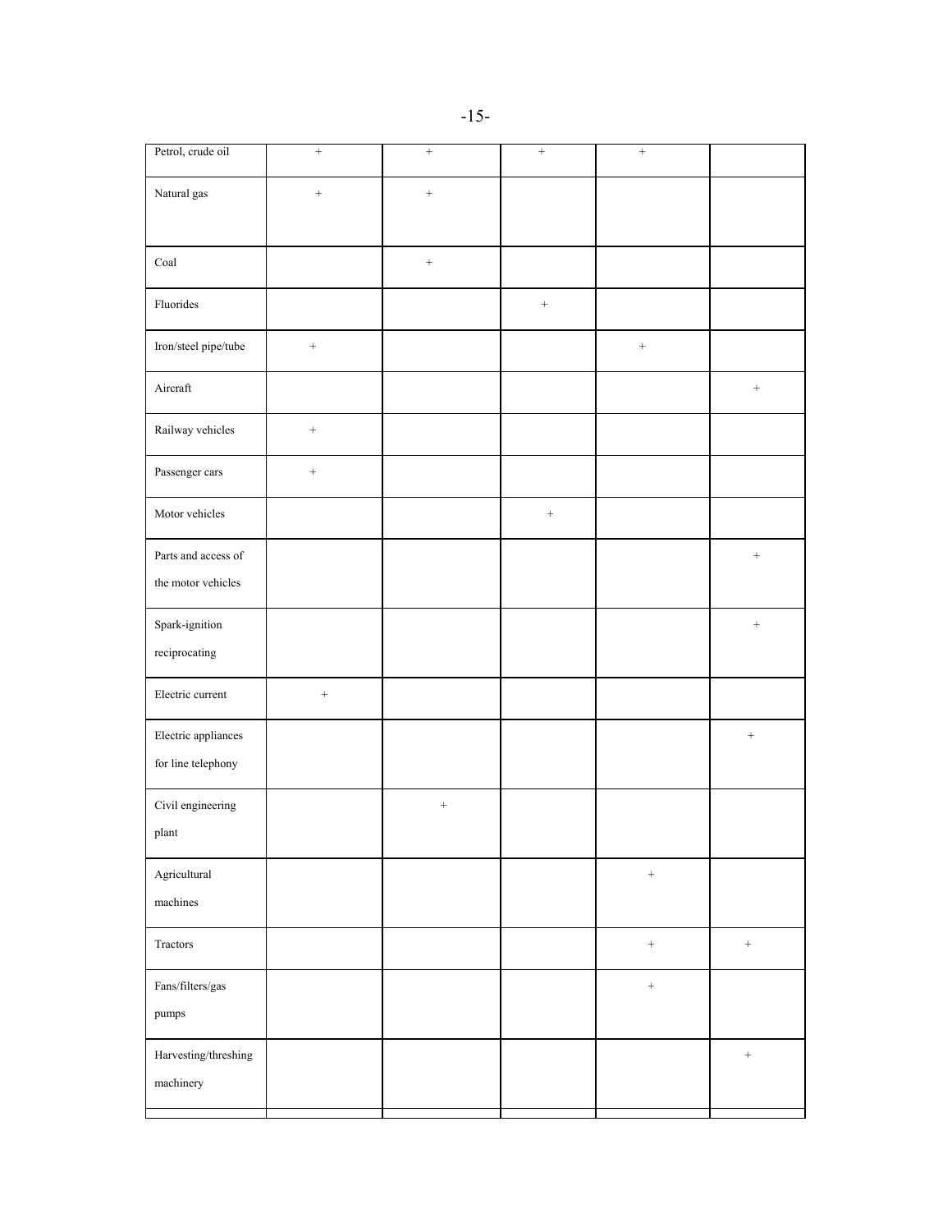| Petrol, crude oil | + | + | + | + | |
|---|---|---|---|---|---|
| Natural gas | + | + | | | |
| Coal | | + | | | |
| Fluorides | | | + | | |
| Iron/steel pipe/tube | + | | | + | |
| Aircraft | | | | | + |
| Railway vehicles | + | | | | |
| Passenger cars | + | | | | |
| Motor vehicles | | | + | | |
| Parts and access of the motor vehicles | | | | | + |
| Spark-ignition reciprocating | | | | | + |
| Electric current | + | | | | |
| Electric appliances for line telephony | | | | | + |
| Civil engineering plant | | + | | | |
| Agricultural machines | | | | + | |
| Tractors | | | | + | + |
| Fans/filters/gas pumps | | | | + | |
| Harvesting/threshing machinery | | | | | + |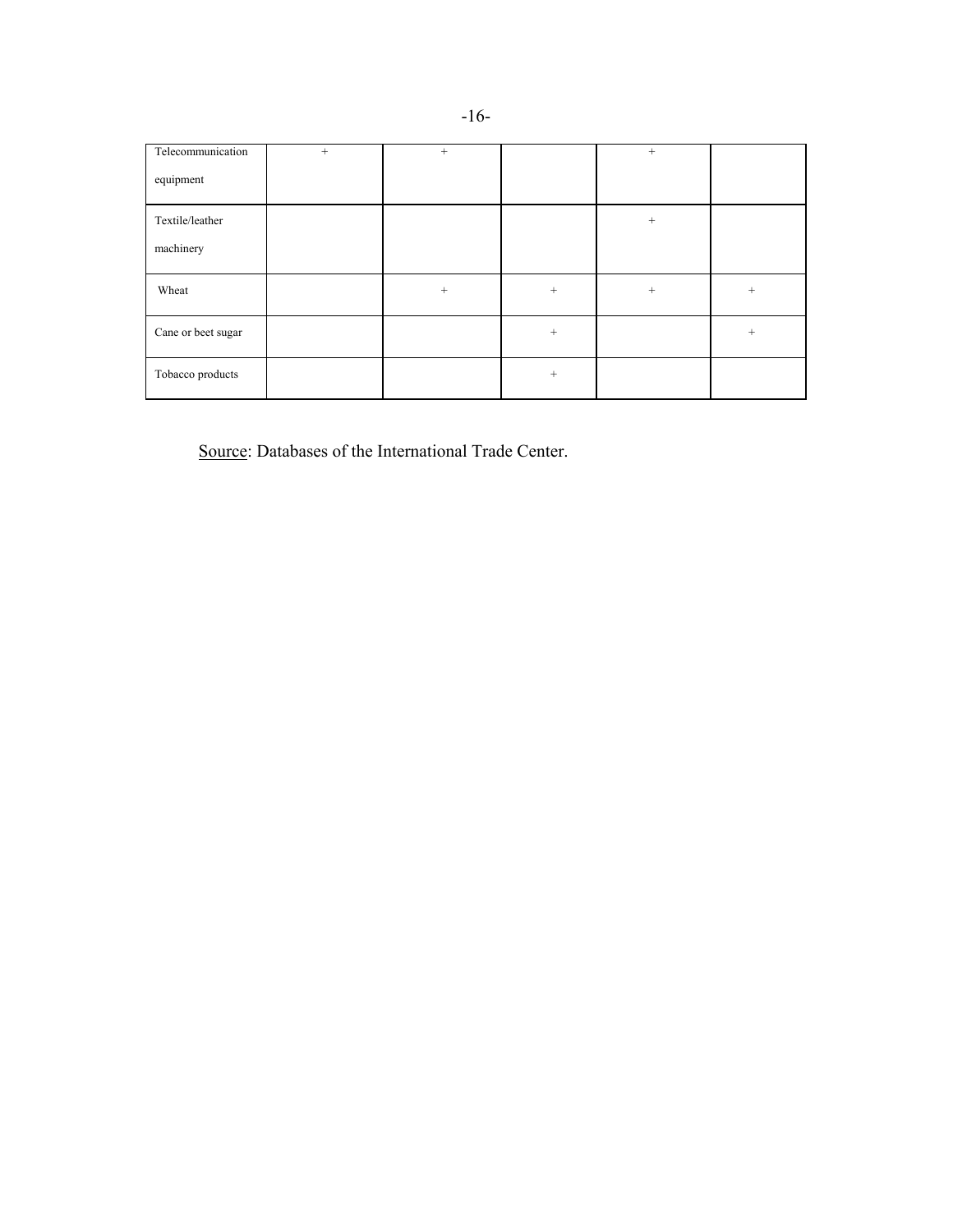| | | | | | |
|---|---|---|---|---|---|
| Telecommunication equipment | + | + | | + | |
| Textile/leather machinery | | | | + | |
| Wheat | | + | + | + | + |
| Cane or beet sugar | | | + | | + |
| Tobacco products | | | + | | |

Source: Databases of the International Trade Center.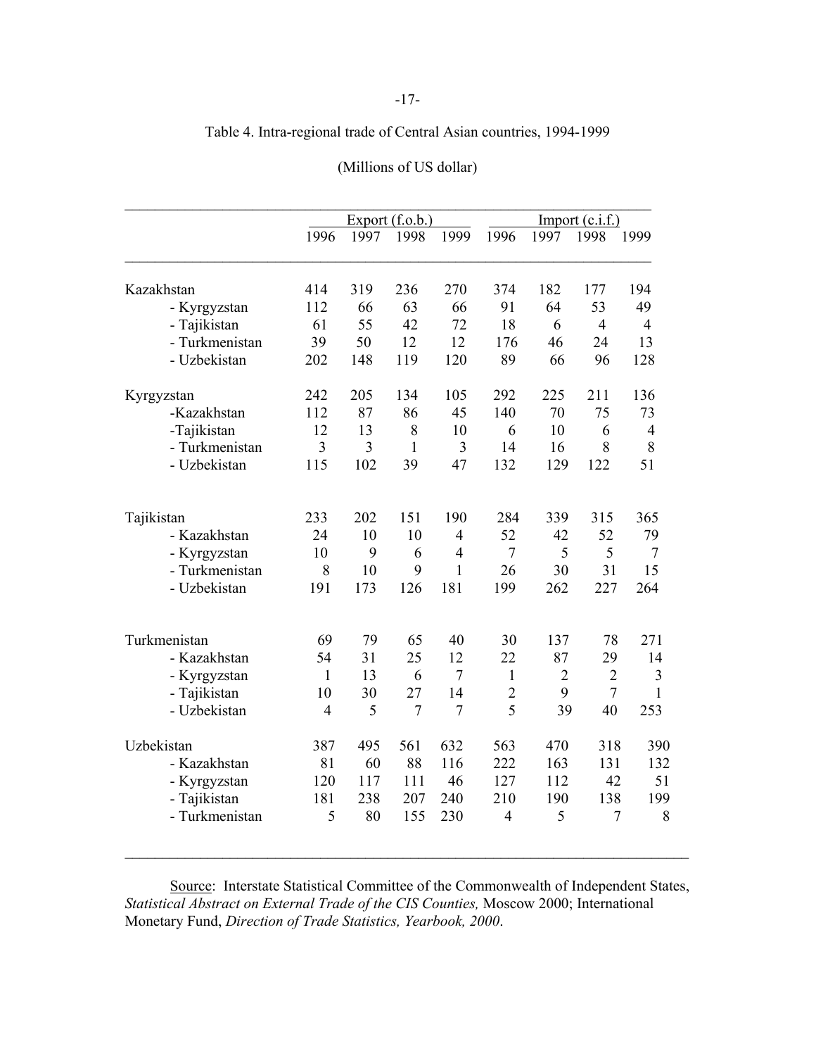Table 4. Intra-regional trade of Central Asian countries, 1994-1999

(Millions of US dollar)

| | Export (f.o.b.) | | | | Import (c.i.f.) | | | |
|---|---|---|---|---|---|---|---|---|
| | 1996 | 1997 | 1998 | 1999 | 1996 | 1997 | 1998 | 1999 |
| Kazakhstan | 414 | 319 | 236 | 270 | 374 | 182 | 177 | 194 |
| - Kyrgyzstan | 112 | 66 | 63 | 66 | 91 | 64 | 53 | 49 |
| - Tajikistan | 61 | 55 | 42 | 72 | 18 | 6 | 4 | 4 |
| - Turkmenistan | 39 | 50 | 12 | 12 | 176 | 46 | 24 | 13 |
| - Uzbekistan | 202 | 148 | 119 | 120 | 89 | 66 | 96 | 128 |
| Kyrgyzstan | 242 | 205 | 134 | 105 | 292 | 225 | 211 | 136 |
| -Kazakhstan | 112 | 87 | 86 | 45 | 140 | 70 | 75 | 73 |
| -Tajikistan | 12 | 13 | 8 | 10 | 6 | 10 | 6 | 4 |
| - Turkmenistan | 3 | 3 | 1 | 3 | 14 | 16 | 8 | 8 |
| - Uzbekistan | 115 | 102 | 39 | 47 | 132 | 129 | 122 | 51 |
| Tajikistan | 233 | 202 | 151 | 190 | 284 | 339 | 315 | 365 |
| - Kazakhstan | 24 | 10 | 10 | 4 | 52 | 42 | 52 | 79 |
| - Kyrgyzstan | 10 | 9 | 6 | 4 | 7 | 5 | 5 | 7 |
| - Turkmenistan | 8 | 10 | 9 | 1 | 26 | 30 | 31 | 15 |
| - Uzbekistan | 191 | 173 | 126 | 181 | 199 | 262 | 227 | 264 |
| Turkmenistan | 69 | 79 | 65 | 40 | 30 | 137 | 78 | 271 |
| - Kazakhstan | 54 | 31 | 25 | 12 | 22 | 87 | 29 | 14 |
| - Kyrgyzstan | 1 | 13 | 6 | 7 | 1 | 2 | 2 | 3 |
| - Tajikistan | 10 | 30 | 27 | 14 | 2 | 9 | 7 | 1 |
| - Uzbekistan | 4 | 5 | 7 | 7 | 5 | 39 | 40 | 253 |
| Uzbekistan | 387 | 495 | 561 | 632 | 563 | 470 | 318 | 390 |
| - Kazakhstan | 81 | 60 | 88 | 116 | 222 | 163 | 131 | 132 |
| - Kyrgyzstan | 120 | 117 | 111 | 46 | 127 | 112 | 42 | 51 |
| - Tajikistan | 181 | 238 | 207 | 240 | 210 | 190 | 138 | 199 |
| - Turkmenistan | 5 | 80 | 155 | 230 | 4 | 5 | 7 | 8 |

Source: Interstate Statistical Committee of the Commonwealth of Independent States, *Statistical Abstract on External Trade of the CIS Counties,* Moscow 2000; International Monetary Fund, *Direction of Trade Statistics, Yearbook, 2000*.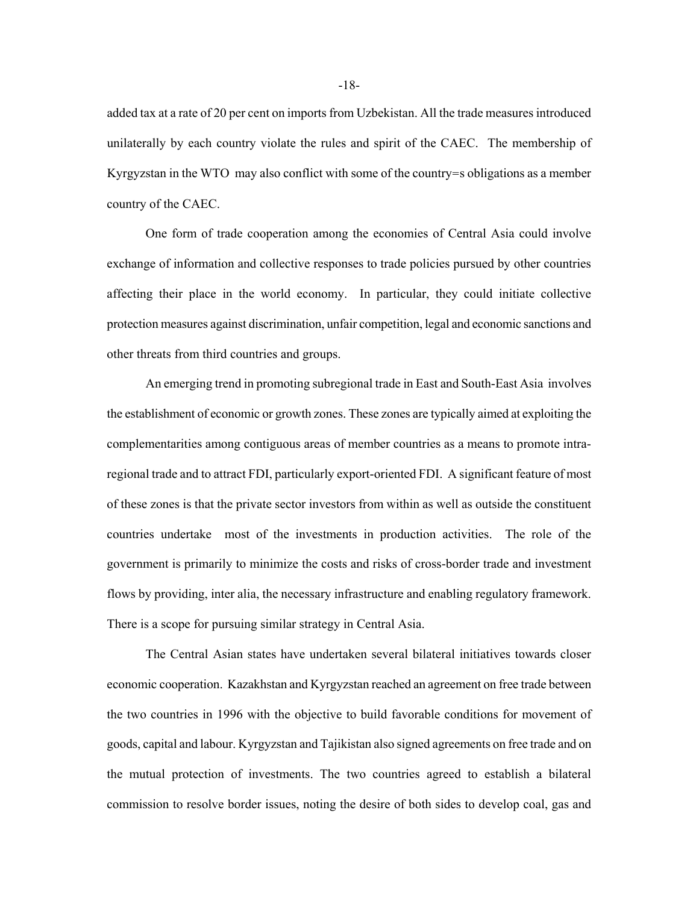added tax at a rate of 20 per cent on imports from Uzbekistan. All the trade measures introduced unilaterally by each country violate the rules and spirit of the CAEC. The membership of Kyrgyzstan in the WTO may also conflict with some of the country=s obligations as a member country of the CAEC.

One form of trade cooperation among the economies of Central Asia could involve exchange of information and collective responses to trade policies pursued by other countries affecting their place in the world economy. In particular, they could initiate collective protection measures against discrimination, unfair competition, legal and economic sanctions and other threats from third countries and groups.

An emerging trend in promoting subregional trade in East and South-East Asia involves the establishment of economic or growth zones. These zones are typically aimed at exploiting the complementarities among contiguous areas of member countries as a means to promote intra-regional trade and to attract FDI, particularly export-oriented FDI. A significant feature of most of these zones is that the private sector investors from within as well as outside the constituent countries undertake most of the investments in production activities. The role of the government is primarily to minimize the costs and risks of cross-border trade and investment flows by providing, inter alia, the necessary infrastructure and enabling regulatory framework. There is a scope for pursuing similar strategy in Central Asia.

The Central Asian states have undertaken several bilateral initiatives towards closer economic cooperation. Kazakhstan and Kyrgyzstan reached an agreement on free trade between the two countries in 1996 with the objective to build favorable conditions for movement of goods, capital and labour. Kyrgyzstan and Tajikistan also signed agreements on free trade and on the mutual protection of investments. The two countries agreed to establish a bilateral commission to resolve border issues, noting the desire of both sides to develop coal, gas and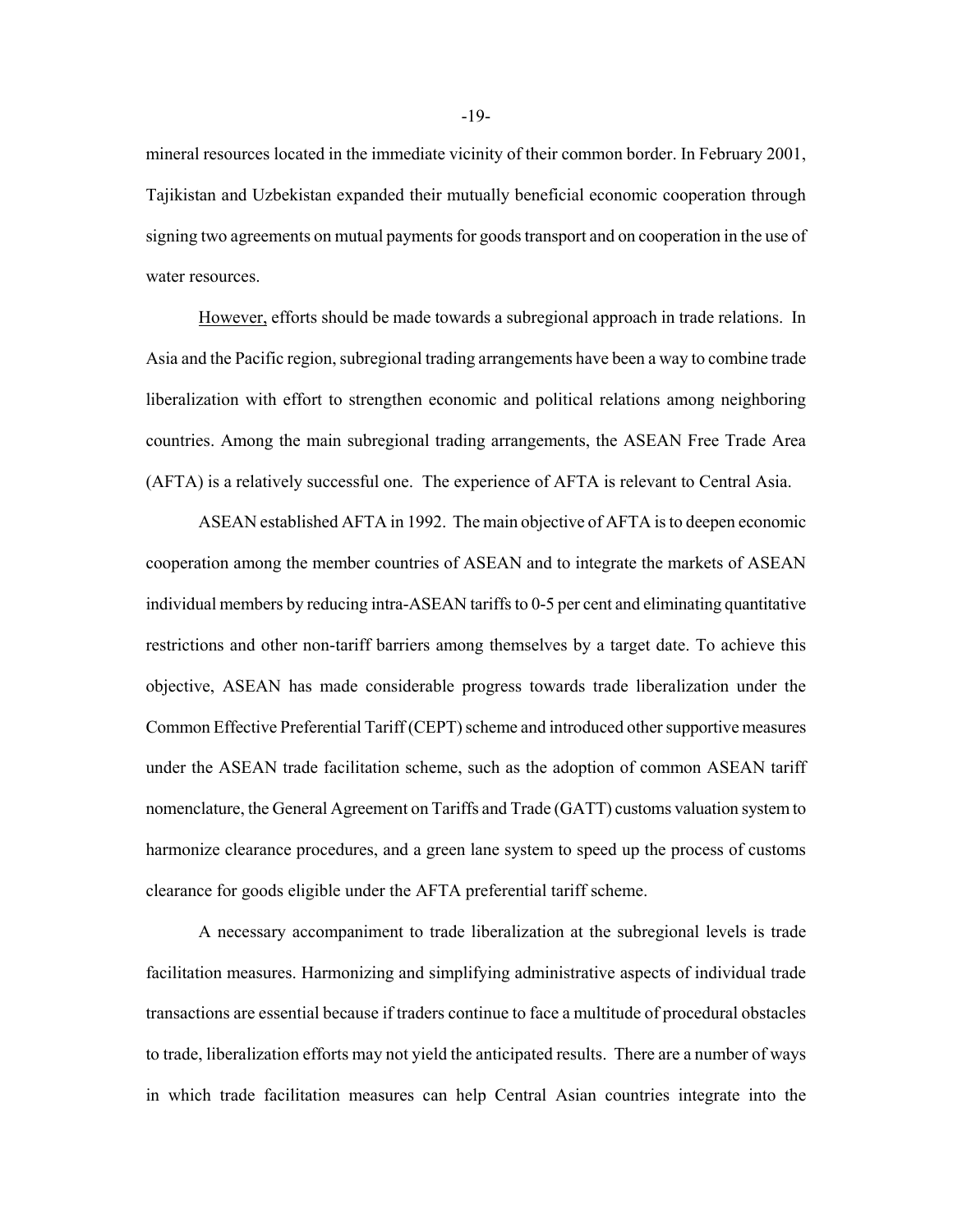mineral resources located in the immediate vicinity of their common border. In February 2001, Tajikistan and Uzbekistan expanded their mutually beneficial economic cooperation through signing two agreements on mutual payments for goods transport and on cooperation in the use of water resources.

However, efforts should be made towards a subregional approach in trade relations. In Asia and the Pacific region, subregional trading arrangements have been a way to combine trade liberalization with effort to strengthen economic and political relations among neighboring countries. Among the main subregional trading arrangements, the ASEAN Free Trade Area (AFTA) is a relatively successful one. The experience of AFTA is relevant to Central Asia.

ASEAN established AFTA in 1992. The main objective of AFTA is to deepen economic cooperation among the member countries of ASEAN and to integrate the markets of ASEAN individual members by reducing intra-ASEAN tariffs to 0-5 per cent and eliminating quantitative restrictions and other non-tariff barriers among themselves by a target date. To achieve this objective, ASEAN has made considerable progress towards trade liberalization under the Common Effective Preferential Tariff (CEPT) scheme and introduced other supportive measures under the ASEAN trade facilitation scheme, such as the adoption of common ASEAN tariff nomenclature, the General Agreement on Tariffs and Trade (GATT) customs valuation system to harmonize clearance procedures, and a green lane system to speed up the process of customs clearance for goods eligible under the AFTA preferential tariff scheme.

A necessary accompaniment to trade liberalization at the subregional levels is trade facilitation measures. Harmonizing and simplifying administrative aspects of individual trade transactions are essential because if traders continue to face a multitude of procedural obstacles to trade, liberalization efforts may not yield the anticipated results. There are a number of ways in which trade facilitation measures can help Central Asian countries integrate into the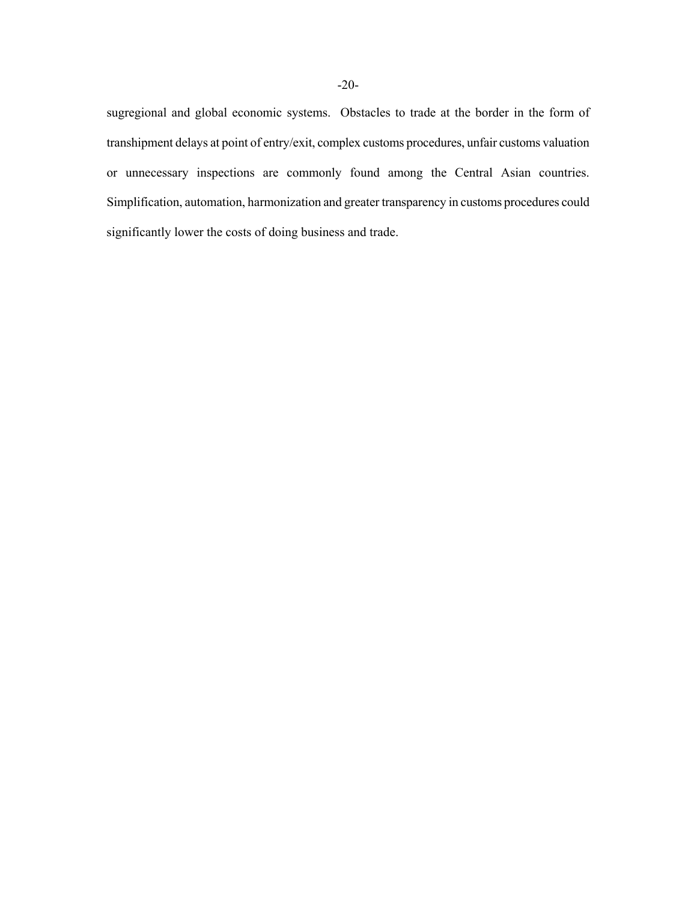sugregional and global economic systems. Obstacles to trade at the border in the form of transhipment delays at point of entry/exit, complex customs procedures, unfair customs valuation or unnecessary inspections are commonly found among the Central Asian countries. Simplification, automation, harmonization and greater transparency in customs procedures could significantly lower the costs of doing business and trade.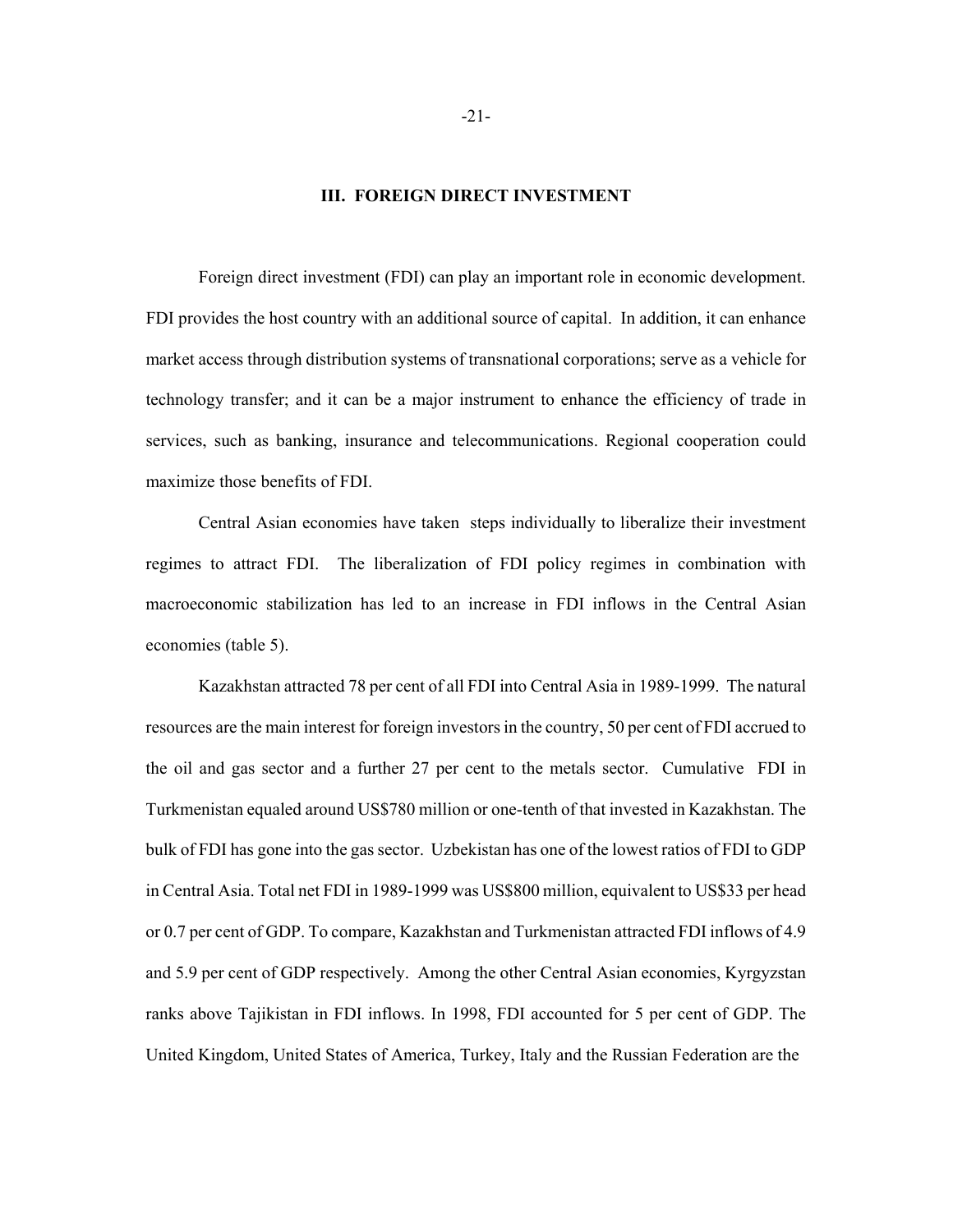## III. FOREIGN DIRECT INVESTMENT

Foreign direct investment (FDI) can play an important role in economic development. FDI provides the host country with an additional source of capital. In addition, it can enhance market access through distribution systems of transnational corporations; serve as a vehicle for technology transfer; and it can be a major instrument to enhance the efficiency of trade in services, such as banking, insurance and telecommunications. Regional cooperation could maximize those benefits of FDI.

Central Asian economies have taken steps individually to liberalize their investment regimes to attract FDI. The liberalization of FDI policy regimes in combination with macroeconomic stabilization has led to an increase in FDI inflows in the Central Asian economies (table 5).

Kazakhstan attracted 78 per cent of all FDI into Central Asia in 1989-1999. The natural resources are the main interest for foreign investors in the country, 50 per cent of FDI accrued to the oil and gas sector and a further 27 per cent to the metals sector. Cumulative FDI in Turkmenistan equaled around US$780 million or one-tenth of that invested in Kazakhstan. The bulk of FDI has gone into the gas sector. Uzbekistan has one of the lowest ratios of FDI to GDP in Central Asia. Total net FDI in 1989-1999 was US$800 million, equivalent to US$33 per head or 0.7 per cent of GDP. To compare, Kazakhstan and Turkmenistan attracted FDI inflows of 4.9 and 5.9 per cent of GDP respectively. Among the other Central Asian economies, Kyrgyzstan ranks above Tajikistan in FDI inflows. In 1998, FDI accounted for 5 per cent of GDP. The United Kingdom, United States of America, Turkey, Italy and the Russian Federation are the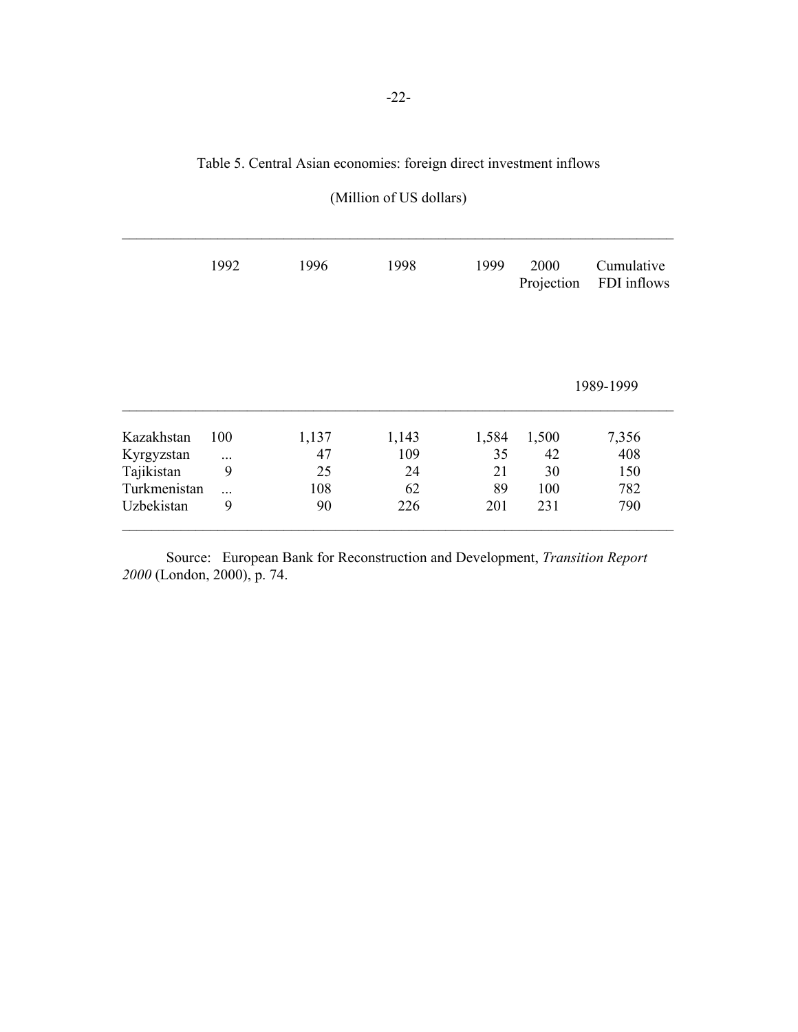Table 5. Central Asian economies: foreign direct investment inflows

(Million of US dollars)

| | 1992 | 1996 | 1998 | 1999 | 2000 Projection | Cumulative FDI inflows 1989-1999 |
|---|---|---|---|---|---|---|
| Kazakhstan | 100 | 1,137 | 1,143 | 1,584 | 1,500 | 7,356 |
| Kyrgyzstan | ... | 47 | 109 | 35 | 42 | 408 |
| Tajikistan | 9 | 25 | 24 | 21 | 30 | 150 |
| Turkmenistan | ... | 108 | 62 | 89 | 100 | 782 |
| Uzbekistan | 9 | 90 | 226 | 201 | 231 | 790 |

Source: European Bank for Reconstruction and Development, *Transition Report 2000* (London, 2000), p. 74.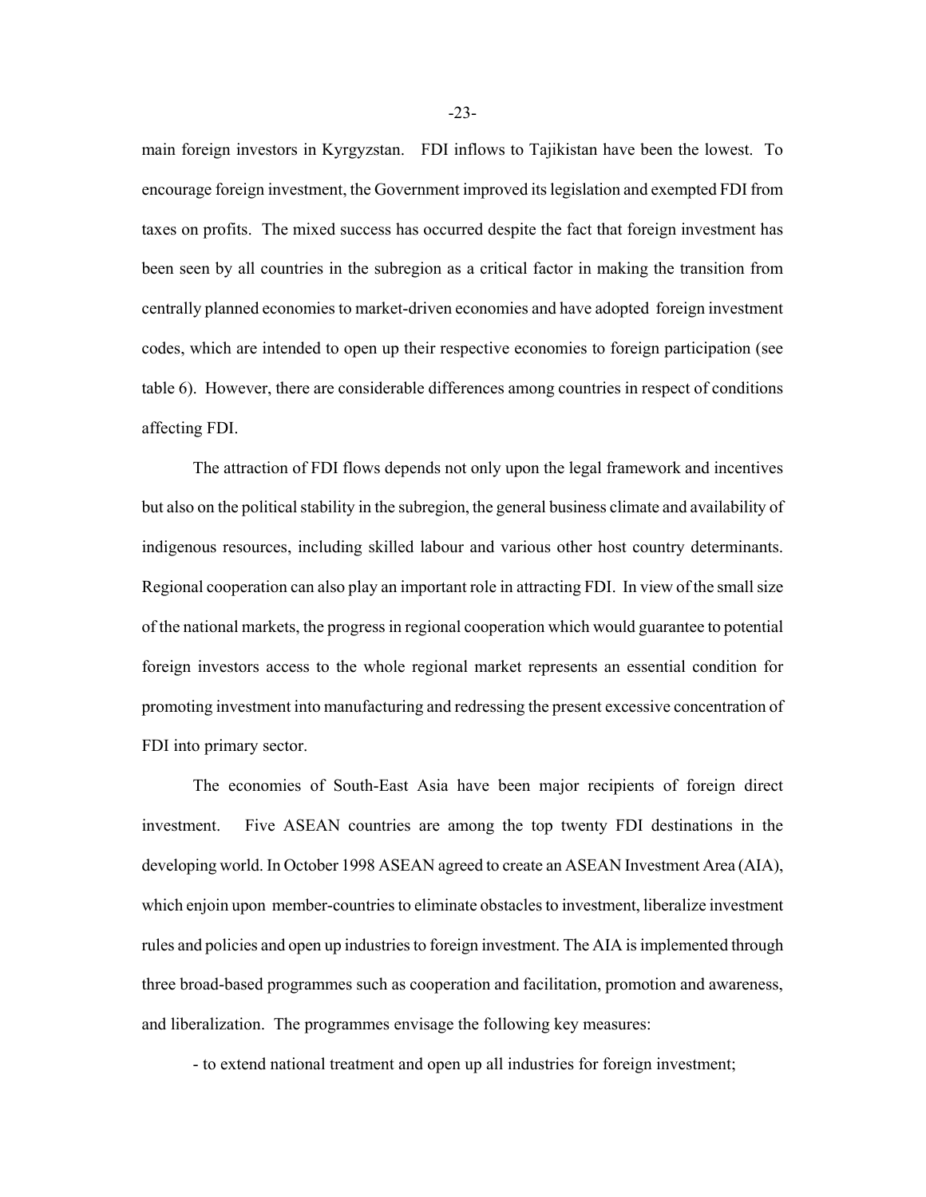main foreign investors in Kyrgyzstan. FDI inflows to Tajikistan have been the lowest. To encourage foreign investment, the Government improved its legislation and exempted FDI from taxes on profits. The mixed success has occurred despite the fact that foreign investment has been seen by all countries in the subregion as a critical factor in making the transition from centrally planned economies to market-driven economies and have adopted foreign investment codes, which are intended to open up their respective economies to foreign participation (see table 6). However, there are considerable differences among countries in respect of conditions affecting FDI.

The attraction of FDI flows depends not only upon the legal framework and incentives but also on the political stability in the subregion, the general business climate and availability of indigenous resources, including skilled labour and various other host country determinants. Regional cooperation can also play an important role in attracting FDI. In view of the small size of the national markets, the progress in regional cooperation which would guarantee to potential foreign investors access to the whole regional market represents an essential condition for promoting investment into manufacturing and redressing the present excessive concentration of FDI into primary sector.

The economies of South-East Asia have been major recipients of foreign direct investment. Five ASEAN countries are among the top twenty FDI destinations in the developing world. In October 1998 ASEAN agreed to create an ASEAN Investment Area (AIA), which enjoin upon member-countries to eliminate obstacles to investment, liberalize investment rules and policies and open up industries to foreign investment. The AIA is implemented through three broad-based programmes such as cooperation and facilitation, promotion and awareness, and liberalization. The programmes envisage the following key measures:

- to extend national treatment and open up all industries for foreign investment;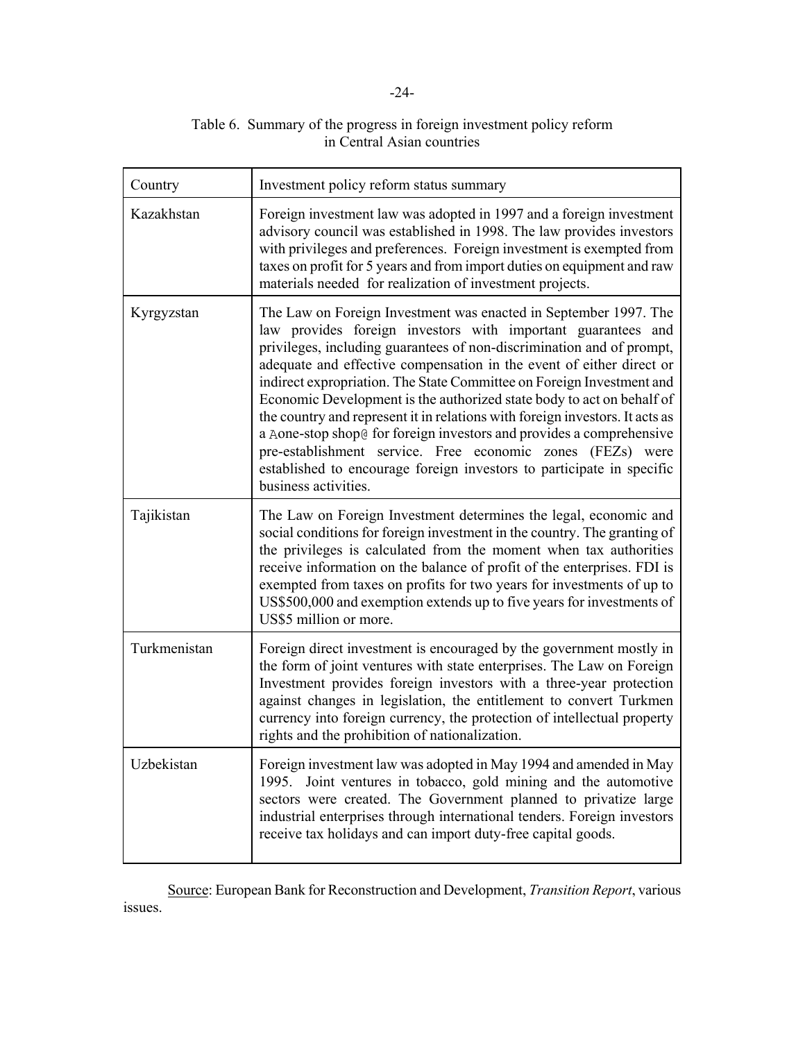Table 6. Summary of the progress in foreign investment policy reform in Central Asian countries

| Country | Investment policy reform status summary |
|---|---|
| Kazakhstan | Foreign investment law was adopted in 1997 and a foreign investment advisory council was established in 1998. The law provides investors with privileges and preferences. Foreign investment is exempted from taxes on profit for 5 years and from import duties on equipment and raw materials needed for realization of investment projects. |
| Kyrgyzstan | The Law on Foreign Investment was enacted in September 1997. The law provides foreign investors with important guarantees and privileges, including guarantees of non-discrimination and of prompt, adequate and effective compensation in the event of either direct or indirect expropriation. The State Committee on Foreign Investment and Economic Development is the authorized state body to act on behalf of the country and represent it in relations with foreign investors. It acts as a Aone-stop shop@ for foreign investors and provides a comprehensive pre-establishment service. Free economic zones (FEZs) were established to encourage foreign investors to participate in specific business activities. |
| Tajikistan | The Law on Foreign Investment determines the legal, economic and social conditions for foreign investment in the country. The granting of the privileges is calculated from the moment when tax authorities receive information on the balance of profit of the enterprises. FDI is exempted from taxes on profits for two years for investments of up to US$500,000 and exemption extends up to five years for investments of US$5 million or more. |
| Turkmenistan | Foreign direct investment is encouraged by the government mostly in the form of joint ventures with state enterprises. The Law on Foreign Investment provides foreign investors with a three-year protection against changes in legislation, the entitlement to convert Turkmen currency into foreign currency, the protection of intellectual property rights and the prohibition of nationalization. |
| Uzbekistan | Foreign investment law was adopted in May 1994 and amended in May 1995. Joint ventures in tobacco, gold mining and the automotive sectors were created. The Government planned to privatize large industrial enterprises through international tenders. Foreign investors receive tax holidays and can import duty-free capital goods. |

Source: European Bank for Reconstruction and Development, *Transition Report*, various issues.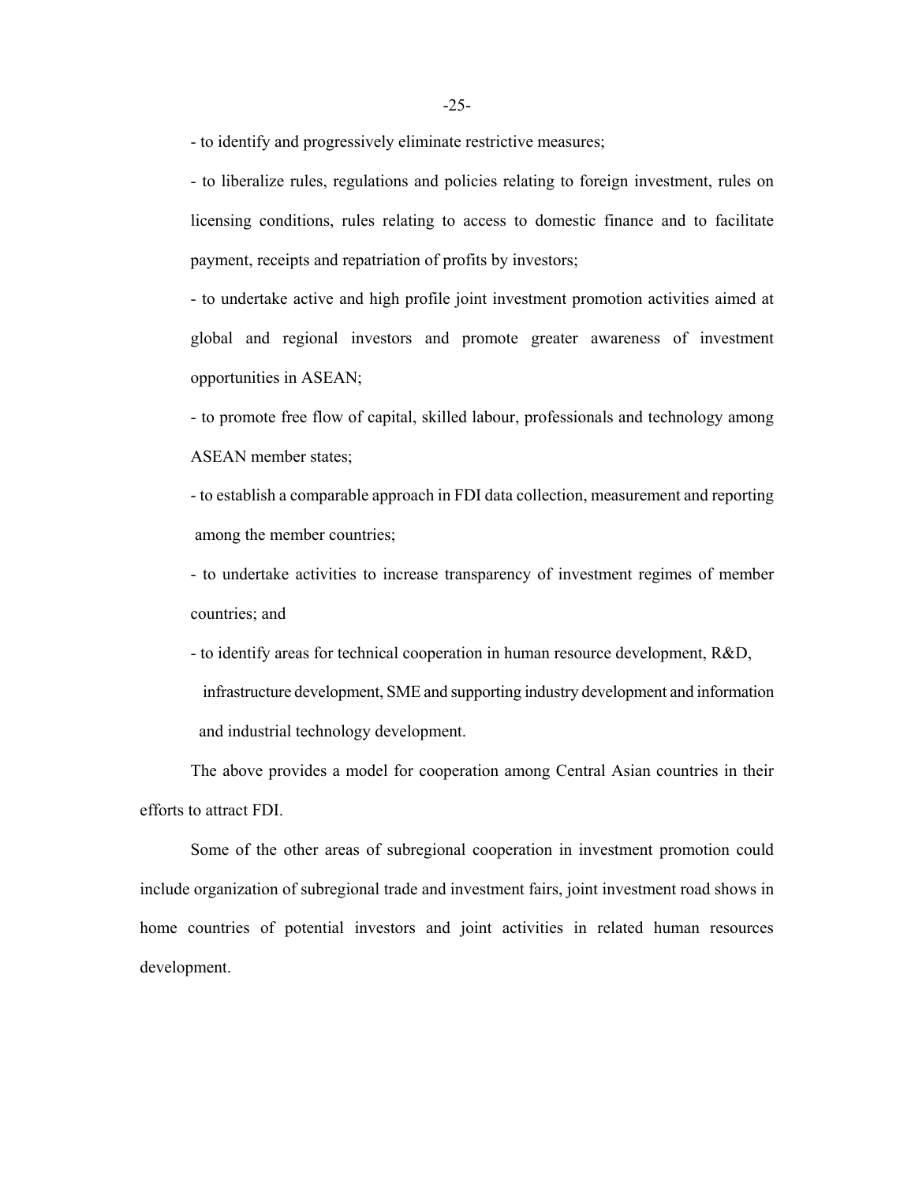- to identify and progressively eliminate restrictive measures;
- to liberalize rules, regulations and policies relating to foreign investment, rules on licensing conditions, rules relating to access to domestic finance and to facilitate payment, receipts and repatriation of profits by investors;
- to undertake active and high profile joint investment promotion activities aimed at global and regional investors and promote greater awareness of investment opportunities in ASEAN;
- to promote free flow of capital, skilled labour, professionals and technology among ASEAN member states;
- to establish a comparable approach in FDI data collection, measurement and reporting among the member countries;
- to undertake activities to increase transparency of investment regimes of member countries; and
- to identify areas for technical cooperation in human resource development, R&D, infrastructure development, SME and supporting industry development and information and industrial technology development.

The above provides a model for cooperation among Central Asian countries in their efforts to attract FDI.

Some of the other areas of subregional cooperation in investment promotion could include organization of subregional trade and investment fairs, joint investment road shows in home countries of potential investors and joint activities in related human resources development.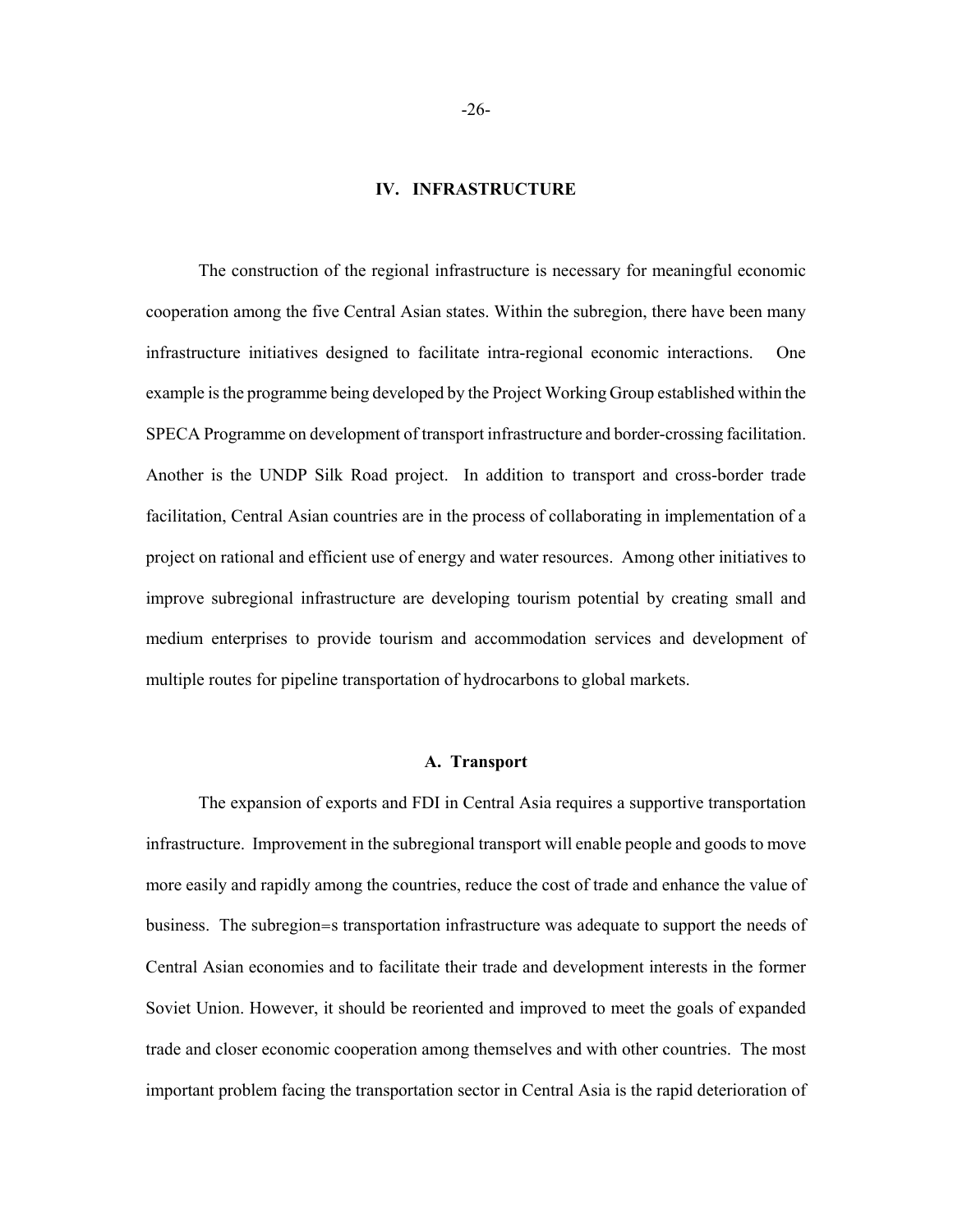## IV. INFRASTRUCTURE

The construction of the regional infrastructure is necessary for meaningful economic cooperation among the five Central Asian states. Within the subregion, there have been many infrastructure initiatives designed to facilitate intra-regional economic interactions. One example is the programme being developed by the Project Working Group established within the SPECA Programme on development of transport infrastructure and border-crossing facilitation. Another is the UNDP Silk Road project. In addition to transport and cross-border trade facilitation, Central Asian countries are in the process of collaborating in implementation of a project on rational and efficient use of energy and water resources. Among other initiatives to improve subregional infrastructure are developing tourism potential by creating small and medium enterprises to provide tourism and accommodation services and development of multiple routes for pipeline transportation of hydrocarbons to global markets.

### A. Transport

The expansion of exports and FDI in Central Asia requires a supportive transportation infrastructure. Improvement in the subregional transport will enable people and goods to move more easily and rapidly among the countries, reduce the cost of trade and enhance the value of business. The subregion=s transportation infrastructure was adequate to support the needs of Central Asian economies and to facilitate their trade and development interests in the former Soviet Union. However, it should be reoriented and improved to meet the goals of expanded trade and closer economic cooperation among themselves and with other countries. The most important problem facing the transportation sector in Central Asia is the rapid deterioration of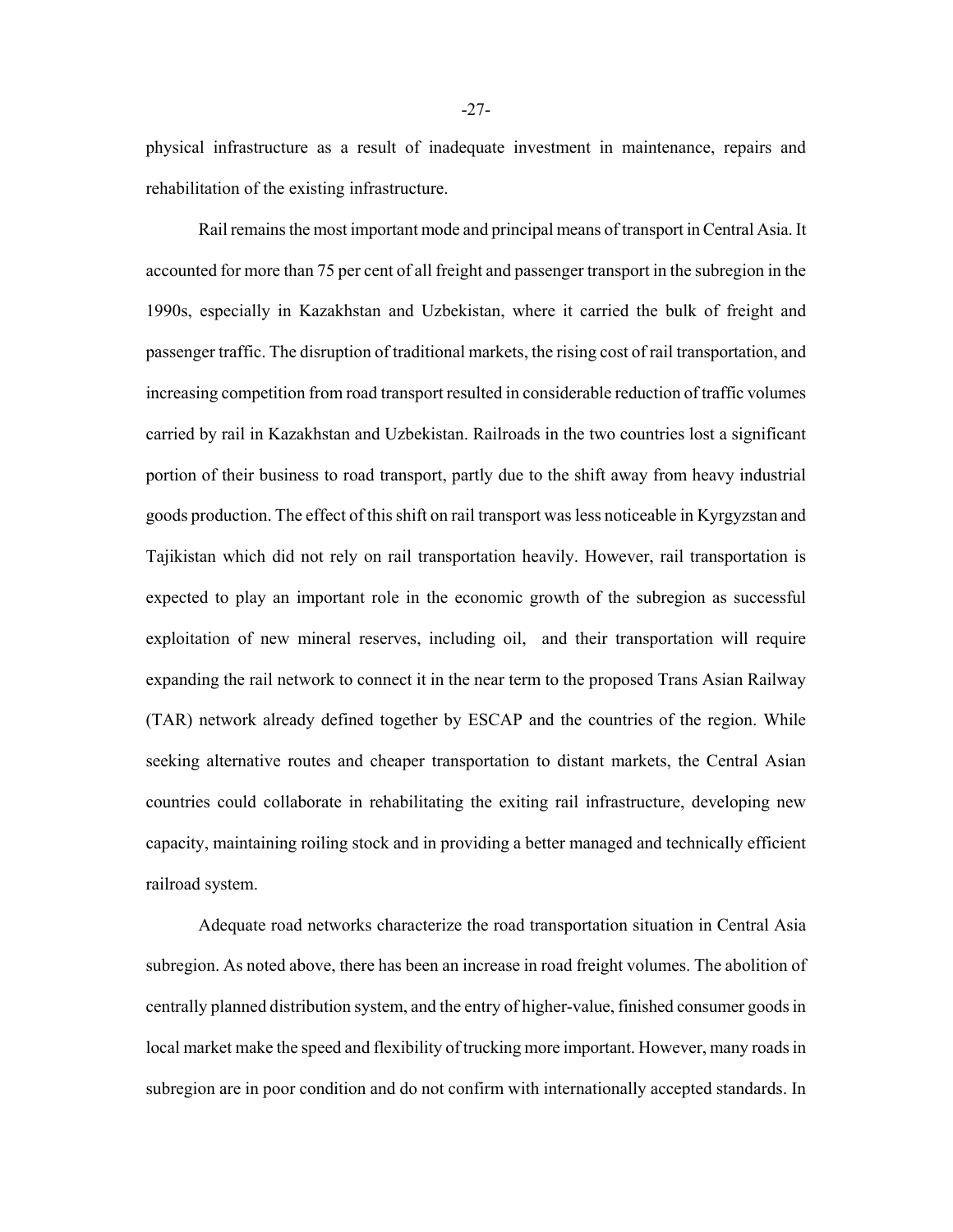physical infrastructure as a result of inadequate investment in maintenance, repairs and rehabilitation of the existing infrastructure.

Rail remains the most important mode and principal means of transport in Central Asia. It accounted for more than 75 per cent of all freight and passenger transport in the subregion in the 1990s, especially in Kazakhstan and Uzbekistan, where it carried the bulk of freight and passenger traffic. The disruption of traditional markets, the rising cost of rail transportation, and increasing competition from road transport resulted in considerable reduction of traffic volumes carried by rail in Kazakhstan and Uzbekistan. Railroads in the two countries lost a significant portion of their business to road transport, partly due to the shift away from heavy industrial goods production. The effect of this shift on rail transport was less noticeable in Kyrgyzstan and Tajikistan which did not rely on rail transportation heavily. However, rail transportation is expected to play an important role in the economic growth of the subregion as successful exploitation of new mineral reserves, including oil, and their transportation will require expanding the rail network to connect it in the near term to the proposed Trans Asian Railway (TAR) network already defined together by ESCAP and the countries of the region. While seeking alternative routes and cheaper transportation to distant markets, the Central Asian countries could collaborate in rehabilitating the exiting rail infrastructure, developing new capacity, maintaining roiling stock and in providing a better managed and technically efficient railroad system.

Adequate road networks characterize the road transportation situation in Central Asia subregion. As noted above, there has been an increase in road freight volumes. The abolition of centrally planned distribution system, and the entry of higher-value, finished consumer goods in local market make the speed and flexibility of trucking more important. However, many roads in subregion are in poor condition and do not confirm with internationally accepted standards. In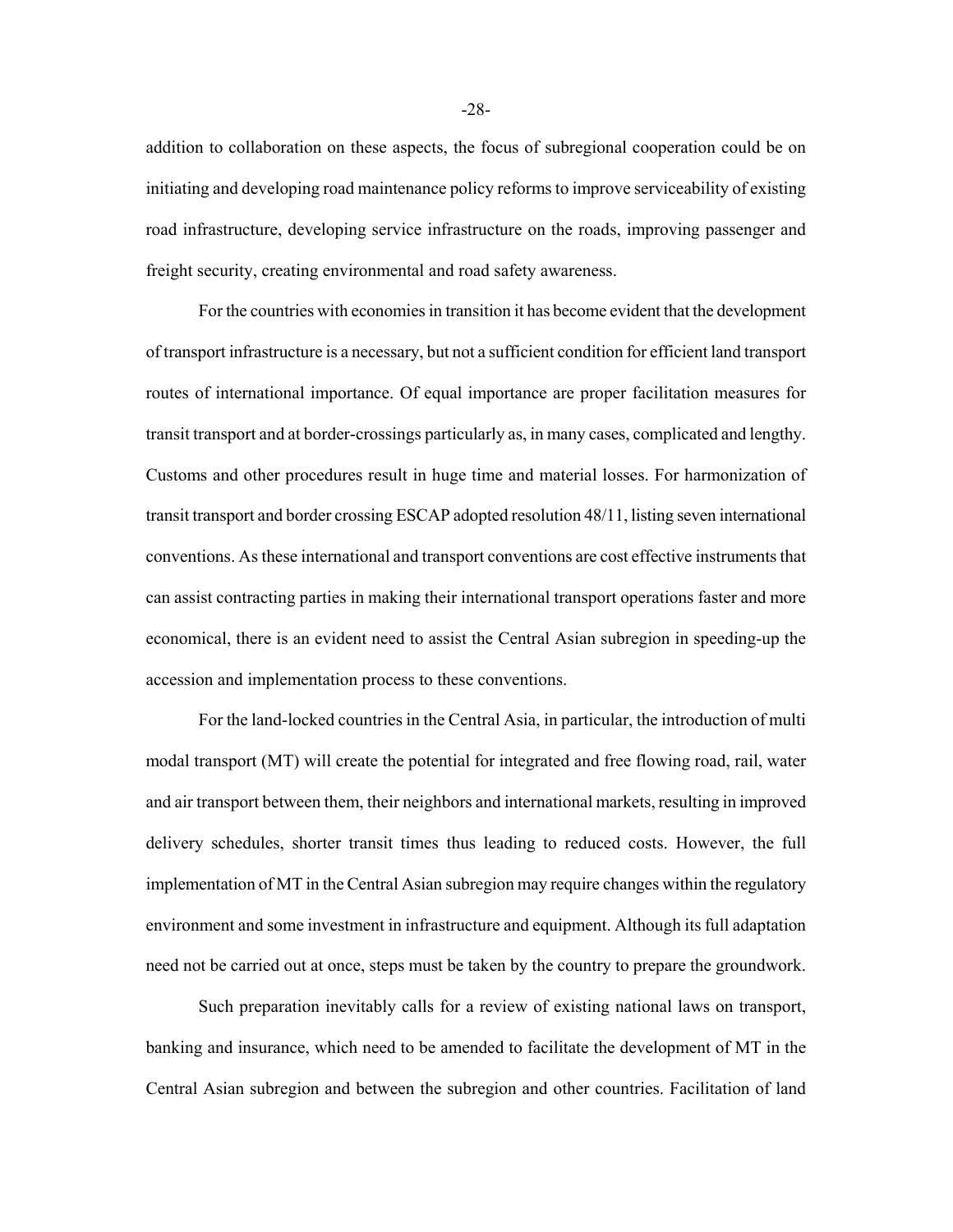addition to collaboration on these aspects, the focus of subregional cooperation could be on initiating and developing road maintenance policy reforms to improve serviceability of existing road infrastructure, developing service infrastructure on the roads, improving passenger and freight security, creating environmental and road safety awareness.

For the countries with economies in transition it has become evident that the development of transport infrastructure is a necessary, but not a sufficient condition for efficient land transport routes of international importance. Of equal importance are proper facilitation measures for transit transport and at border-crossings particularly as, in many cases, complicated and lengthy. Customs and other procedures result in huge time and material losses. For harmonization of transit transport and border crossing ESCAP adopted resolution 48/11, listing seven international conventions. As these international and transport conventions are cost effective instruments that can assist contracting parties in making their international transport operations faster and more economical, there is an evident need to assist the Central Asian subregion in speeding-up the accession and implementation process to these conventions.

For the land-locked countries in the Central Asia, in particular, the introduction of multi modal transport (MT) will create the potential for integrated and free flowing road, rail, water and air transport between them, their neighbors and international markets, resulting in improved delivery schedules, shorter transit times thus leading to reduced costs. However, the full implementation of MT in the Central Asian subregion may require changes within the regulatory environment and some investment in infrastructure and equipment. Although its full adaptation need not be carried out at once, steps must be taken by the country to prepare the groundwork.

Such preparation inevitably calls for a review of existing national laws on transport, banking and insurance, which need to be amended to facilitate the development of MT in the Central Asian subregion and between the subregion and other countries. Facilitation of land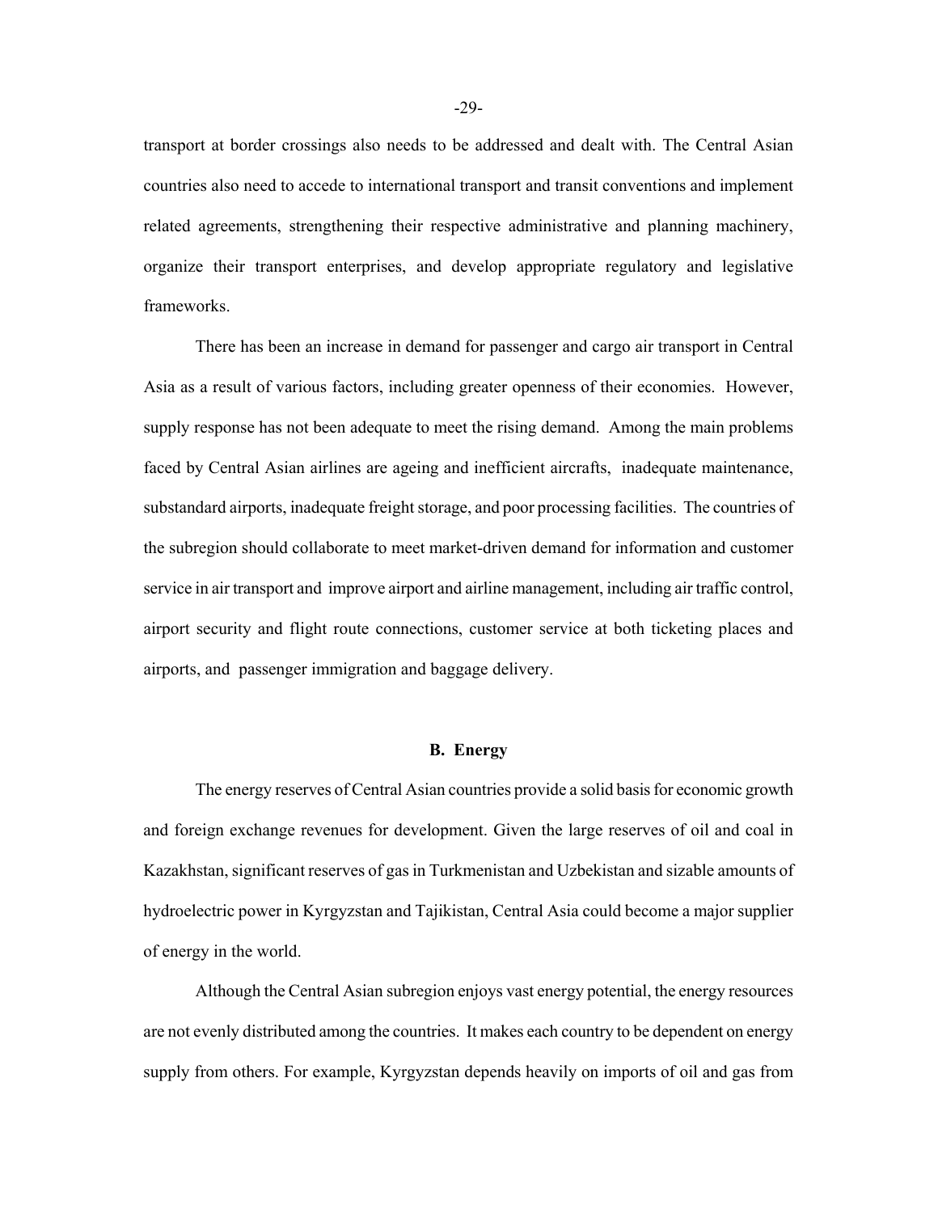transport at border crossings also needs to be addressed and dealt with. The Central Asian countries also need to accede to international transport and transit conventions and implement related agreements, strengthening their respective administrative and planning machinery, organize their transport enterprises, and develop appropriate regulatory and legislative frameworks.

There has been an increase in demand for passenger and cargo air transport in Central Asia as a result of various factors, including greater openness of their economies. However, supply response has not been adequate to meet the rising demand. Among the main problems faced by Central Asian airlines are ageing and inefficient aircrafts, inadequate maintenance, substandard airports, inadequate freight storage, and poor processing facilities. The countries of the subregion should collaborate to meet market-driven demand for information and customer service in air transport and improve airport and airline management, including air traffic control, airport security and flight route connections, customer service at both ticketing places and airports, and passenger immigration and baggage delivery.

## B. Energy

The energy reserves of Central Asian countries provide a solid basis for economic growth and foreign exchange revenues for development. Given the large reserves of oil and coal in Kazakhstan, significant reserves of gas in Turkmenistan and Uzbekistan and sizable amounts of hydroelectric power in Kyrgyzstan and Tajikistan, Central Asia could become a major supplier of energy in the world.

Although the Central Asian subregion enjoys vast energy potential, the energy resources are not evenly distributed among the countries. It makes each country to be dependent on energy supply from others. For example, Kyrgyzstan depends heavily on imports of oil and gas from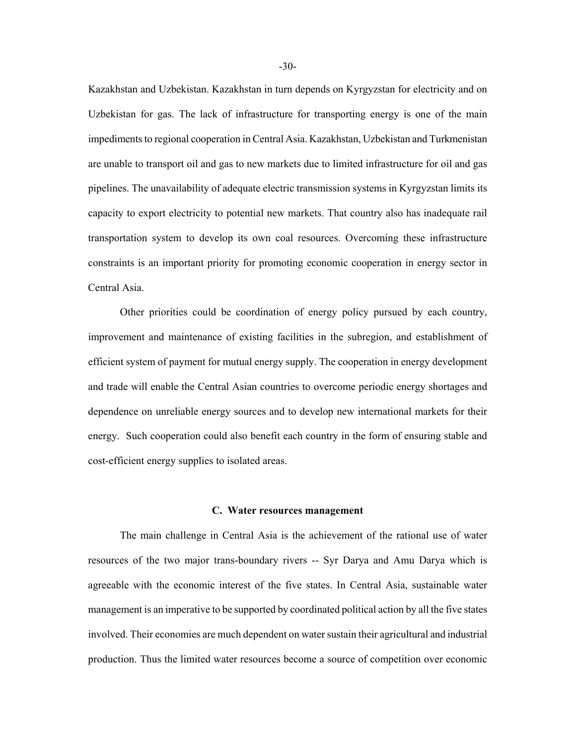Kazakhstan and Uzbekistan. Kazakhstan in turn depends on Kyrgyzstan for electricity and on Uzbekistan for gas. The lack of infrastructure for transporting energy is one of the main impediments to regional cooperation in Central Asia. Kazakhstan, Uzbekistan and Turkmenistan are unable to transport oil and gas to new markets due to limited infrastructure for oil and gas pipelines. The unavailability of adequate electric transmission systems in Kyrgyzstan limits its capacity to export electricity to potential new markets. That country also has inadequate rail transportation system to develop its own coal resources. Overcoming these infrastructure constraints is an important priority for promoting economic cooperation in energy sector in Central Asia.

Other priorities could be coordination of energy policy pursued by each country, improvement and maintenance of existing facilities in the subregion, and establishment of efficient system of payment for mutual energy supply. The cooperation in energy development and trade will enable the Central Asian countries to overcome periodic energy shortages and dependence on unreliable energy sources and to develop new international markets for their energy. Such cooperation could also benefit each country in the form of ensuring stable and cost-efficient energy supplies to isolated areas.

### C. Water resources management

The main challenge in Central Asia is the achievement of the rational use of water resources of the two major trans-boundary rivers -- Syr Darya and Amu Darya which is agreeable with the economic interest of the five states. In Central Asia, sustainable water management is an imperative to be supported by coordinated political action by all the five states involved. Their economies are much dependent on water sustain their agricultural and industrial production. Thus the limited water resources become a source of competition over economic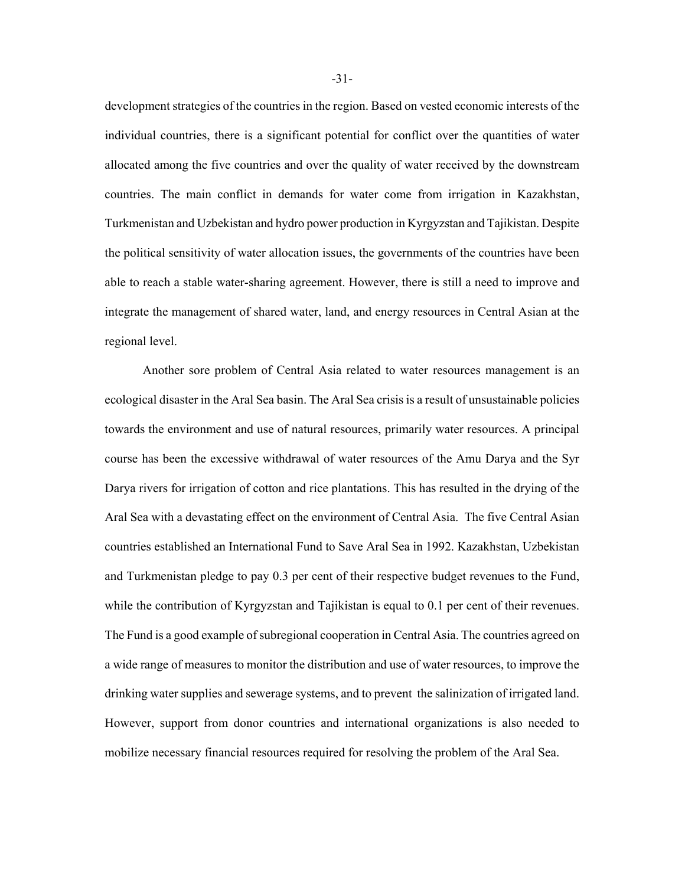development strategies of the countries in the region. Based on vested economic interests of the individual countries, there is a significant potential for conflict over the quantities of water allocated among the five countries and over the quality of water received by the downstream countries. The main conflict in demands for water come from irrigation in Kazakhstan, Turkmenistan and Uzbekistan and hydro power production in Kyrgyzstan and Tajikistan. Despite the political sensitivity of water allocation issues, the governments of the countries have been able to reach a stable water-sharing agreement. However, there is still a need to improve and integrate the management of shared water, land, and energy resources in Central Asian at the regional level.

Another sore problem of Central Asia related to water resources management is an ecological disaster in the Aral Sea basin. The Aral Sea crisis is a result of unsustainable policies towards the environment and use of natural resources, primarily water resources. A principal course has been the excessive withdrawal of water resources of the Amu Darya and the Syr Darya rivers for irrigation of cotton and rice plantations. This has resulted in the drying of the Aral Sea with a devastating effect on the environment of Central Asia. The five Central Asian countries established an International Fund to Save Aral Sea in 1992. Kazakhstan, Uzbekistan and Turkmenistan pledge to pay 0.3 per cent of their respective budget revenues to the Fund, while the contribution of Kyrgyzstan and Tajikistan is equal to 0.1 per cent of their revenues. The Fund is a good example of subregional cooperation in Central Asia. The countries agreed on a wide range of measures to monitor the distribution and use of water resources, to improve the drinking water supplies and sewerage systems, and to prevent the salinization of irrigated land. However, support from donor countries and international organizations is also needed to mobilize necessary financial resources required for resolving the problem of the Aral Sea.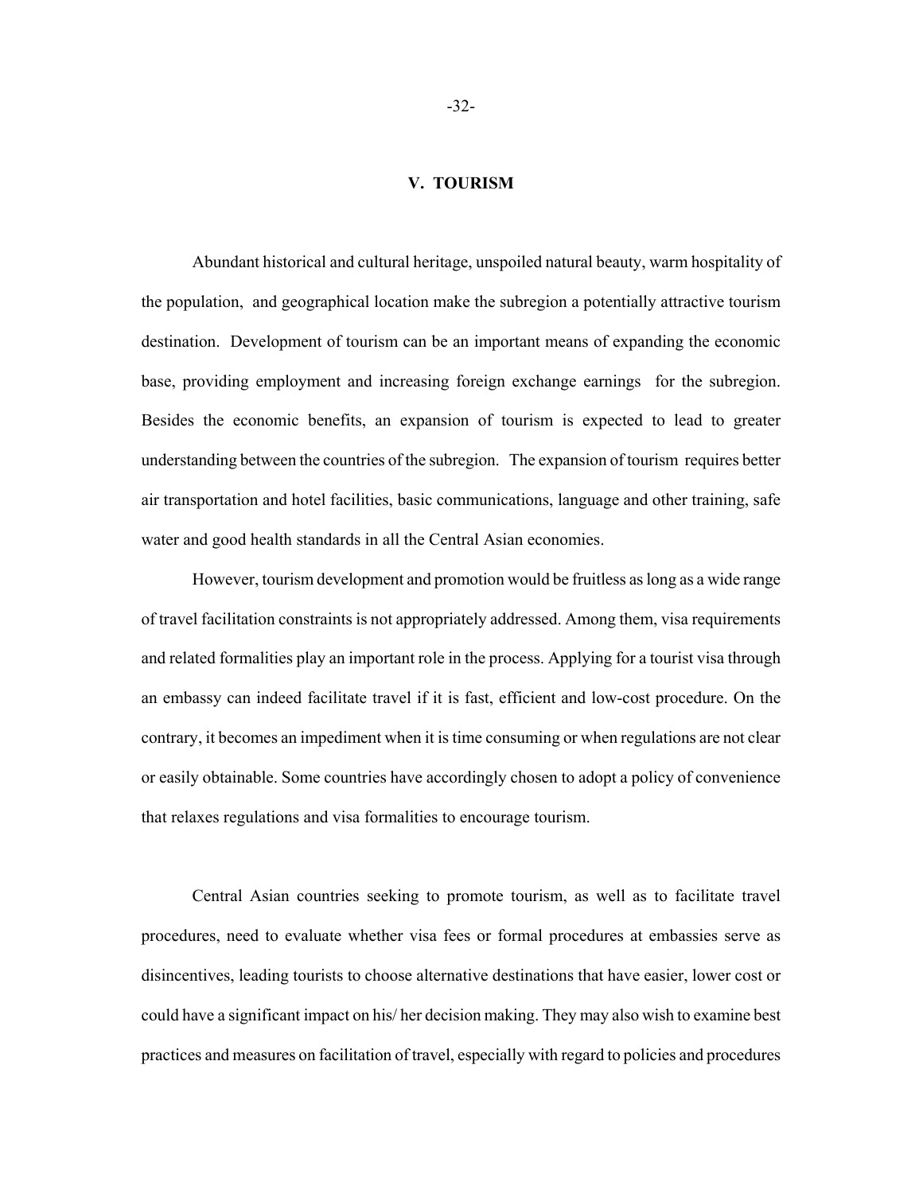## V. TOURISM

Abundant historical and cultural heritage, unspoiled natural beauty, warm hospitality of the population, and geographical location make the subregion a potentially attractive tourism destination. Development of tourism can be an important means of expanding the economic base, providing employment and increasing foreign exchange earnings for the subregion. Besides the economic benefits, an expansion of tourism is expected to lead to greater understanding between the countries of the subregion. The expansion of tourism requires better air transportation and hotel facilities, basic communications, language and other training, safe water and good health standards in all the Central Asian economies.

However, tourism development and promotion would be fruitless as long as a wide range of travel facilitation constraints is not appropriately addressed. Among them, visa requirements and related formalities play an important role in the process. Applying for a tourist visa through an embassy can indeed facilitate travel if it is fast, efficient and low-cost procedure. On the contrary, it becomes an impediment when it is time consuming or when regulations are not clear or easily obtainable. Some countries have accordingly chosen to adopt a policy of convenience that relaxes regulations and visa formalities to encourage tourism.

Central Asian countries seeking to promote tourism, as well as to facilitate travel procedures, need to evaluate whether visa fees or formal procedures at embassies serve as disincentives, leading tourists to choose alternative destinations that have easier, lower cost or could have a significant impact on his/ her decision making. They may also wish to examine best practices and measures on facilitation of travel, especially with regard to policies and procedures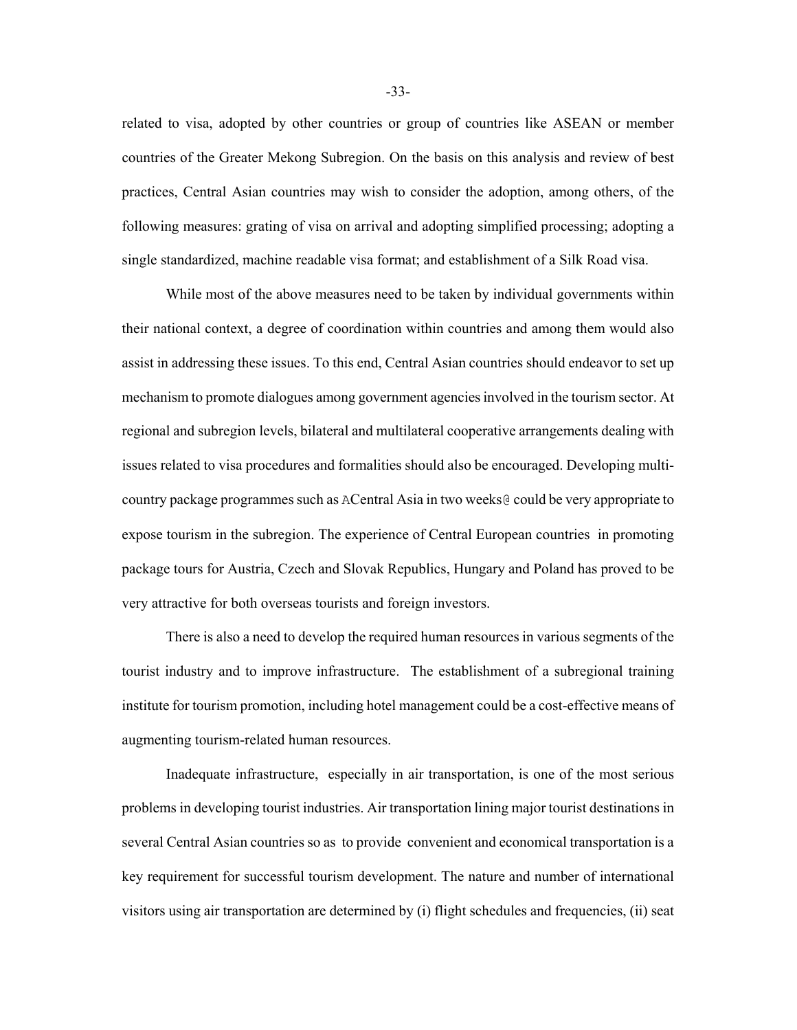related to visa, adopted by other countries or group of countries like ASEAN or member countries of the Greater Mekong Subregion. On the basis on this analysis and review of best practices, Central Asian countries may wish to consider the adoption, among others, of the following measures: grating of visa on arrival and adopting simplified processing; adopting a single standardized, machine readable visa format; and establishment of a Silk Road visa.

While most of the above measures need to be taken by individual governments within their national context, a degree of coordination within countries and among them would also assist in addressing these issues. To this end, Central Asian countries should endeavor to set up mechanism to promote dialogues among government agencies involved in the tourism sector. At regional and subregion levels, bilateral and multilateral cooperative arrangements dealing with issues related to visa procedures and formalities should also be encouraged. Developing multi-country package programmes such as ACentral Asia in two weeks@ could be very appropriate to expose tourism in the subregion. The experience of Central European countries in promoting package tours for Austria, Czech and Slovak Republics, Hungary and Poland has proved to be very attractive for both overseas tourists and foreign investors.

There is also a need to develop the required human resources in various segments of the tourist industry and to improve infrastructure. The establishment of a subregional training institute for tourism promotion, including hotel management could be a cost-effective means of augmenting tourism-related human resources.

Inadequate infrastructure, especially in air transportation, is one of the most serious problems in developing tourist industries. Air transportation lining major tourist destinations in several Central Asian countries so as to provide convenient and economical transportation is a key requirement for successful tourism development. The nature and number of international visitors using air transportation are determined by (i) flight schedules and frequencies, (ii) seat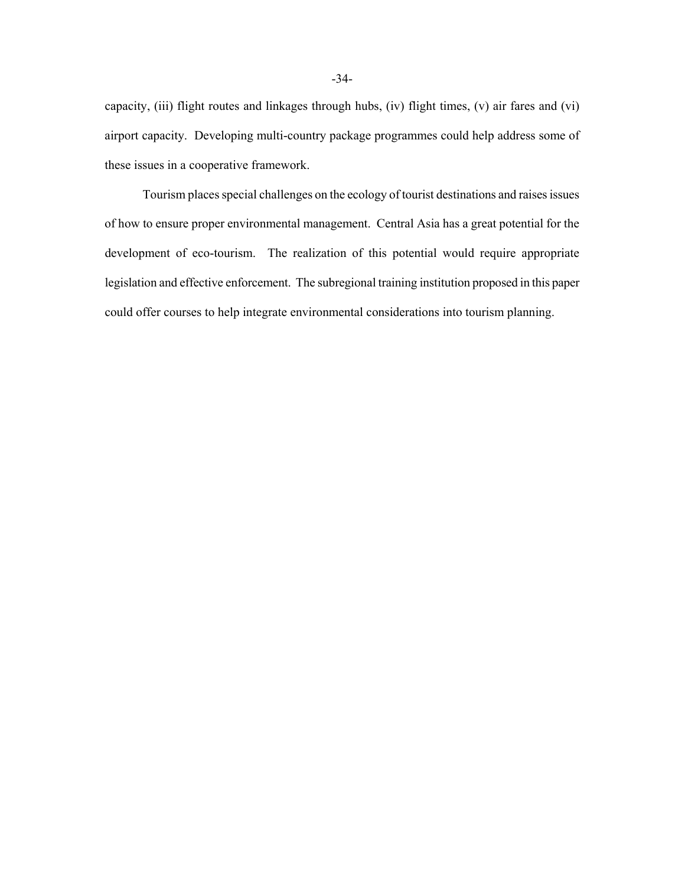capacity, (iii) flight routes and linkages through hubs, (iv) flight times, (v) air fares and (vi) airport capacity. Developing multi-country package programmes could help address some of these issues in a cooperative framework.

Tourism places special challenges on the ecology of tourist destinations and raises issues of how to ensure proper environmental management. Central Asia has a great potential for the development of eco-tourism. The realization of this potential would require appropriate legislation and effective enforcement. The subregional training institution proposed in this paper could offer courses to help integrate environmental considerations into tourism planning.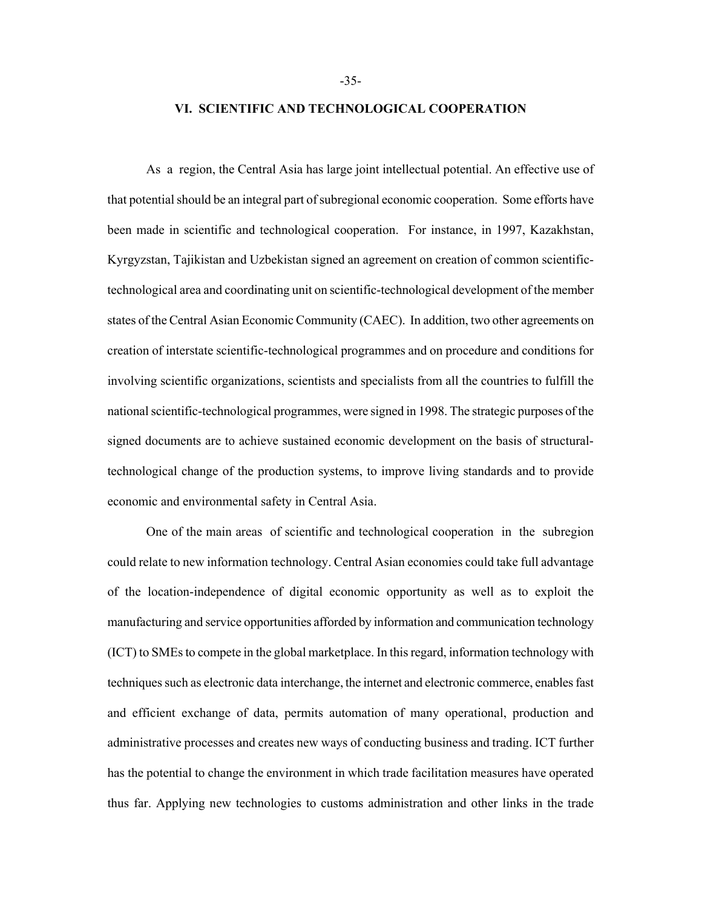## VI. SCIENTIFIC AND TECHNOLOGICAL COOPERATION

As a region, the Central Asia has large joint intellectual potential. An effective use of that potential should be an integral part of subregional economic cooperation. Some efforts have been made in scientific and technological cooperation. For instance, in 1997, Kazakhstan, Kyrgyzstan, Tajikistan and Uzbekistan signed an agreement on creation of common scientific-technological area and coordinating unit on scientific-technological development of the member states of the Central Asian Economic Community (CAEC). In addition, two other agreements on creation of interstate scientific-technological programmes and on procedure and conditions for involving scientific organizations, scientists and specialists from all the countries to fulfill the national scientific-technological programmes, were signed in 1998. The strategic purposes of the signed documents are to achieve sustained economic development on the basis of structural-technological change of the production systems, to improve living standards and to provide economic and environmental safety in Central Asia.

One of the main areas of scientific and technological cooperation in the subregion could relate to new information technology. Central Asian economies could take full advantage of the location-independence of digital economic opportunity as well as to exploit the manufacturing and service opportunities afforded by information and communication technology (ICT) to SMEs to compete in the global marketplace. In this regard, information technology with techniques such as electronic data interchange, the internet and electronic commerce, enables fast and efficient exchange of data, permits automation of many operational, production and administrative processes and creates new ways of conducting business and trading. ICT further has the potential to change the environment in which trade facilitation measures have operated thus far. Applying new technologies to customs administration and other links in the trade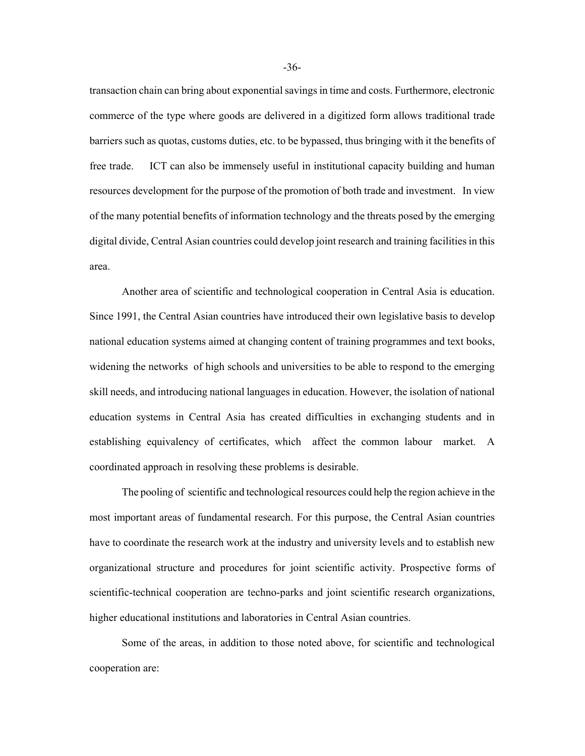transaction chain can bring about exponential savings in time and costs. Furthermore, electronic commerce of the type where goods are delivered in a digitized form allows traditional trade barriers such as quotas, customs duties, etc. to be bypassed, thus bringing with it the benefits of free trade. ICT can also be immensely useful in institutional capacity building and human resources development for the purpose of the promotion of both trade and investment. In view of the many potential benefits of information technology and the threats posed by the emerging digital divide, Central Asian countries could develop joint research and training facilities in this area.

Another area of scientific and technological cooperation in Central Asia is education. Since 1991, the Central Asian countries have introduced their own legislative basis to develop national education systems aimed at changing content of training programmes and text books, widening the networks of high schools and universities to be able to respond to the emerging skill needs, and introducing national languages in education. However, the isolation of national education systems in Central Asia has created difficulties in exchanging students and in establishing equivalency of certificates, which affect the common labour market. A coordinated approach in resolving these problems is desirable.

The pooling of scientific and technological resources could help the region achieve in the most important areas of fundamental research. For this purpose, the Central Asian countries have to coordinate the research work at the industry and university levels and to establish new organizational structure and procedures for joint scientific activity. Prospective forms of scientific-technical cooperation are techno-parks and joint scientific research organizations, higher educational institutions and laboratories in Central Asian countries.

Some of the areas, in addition to those noted above, for scientific and technological cooperation are: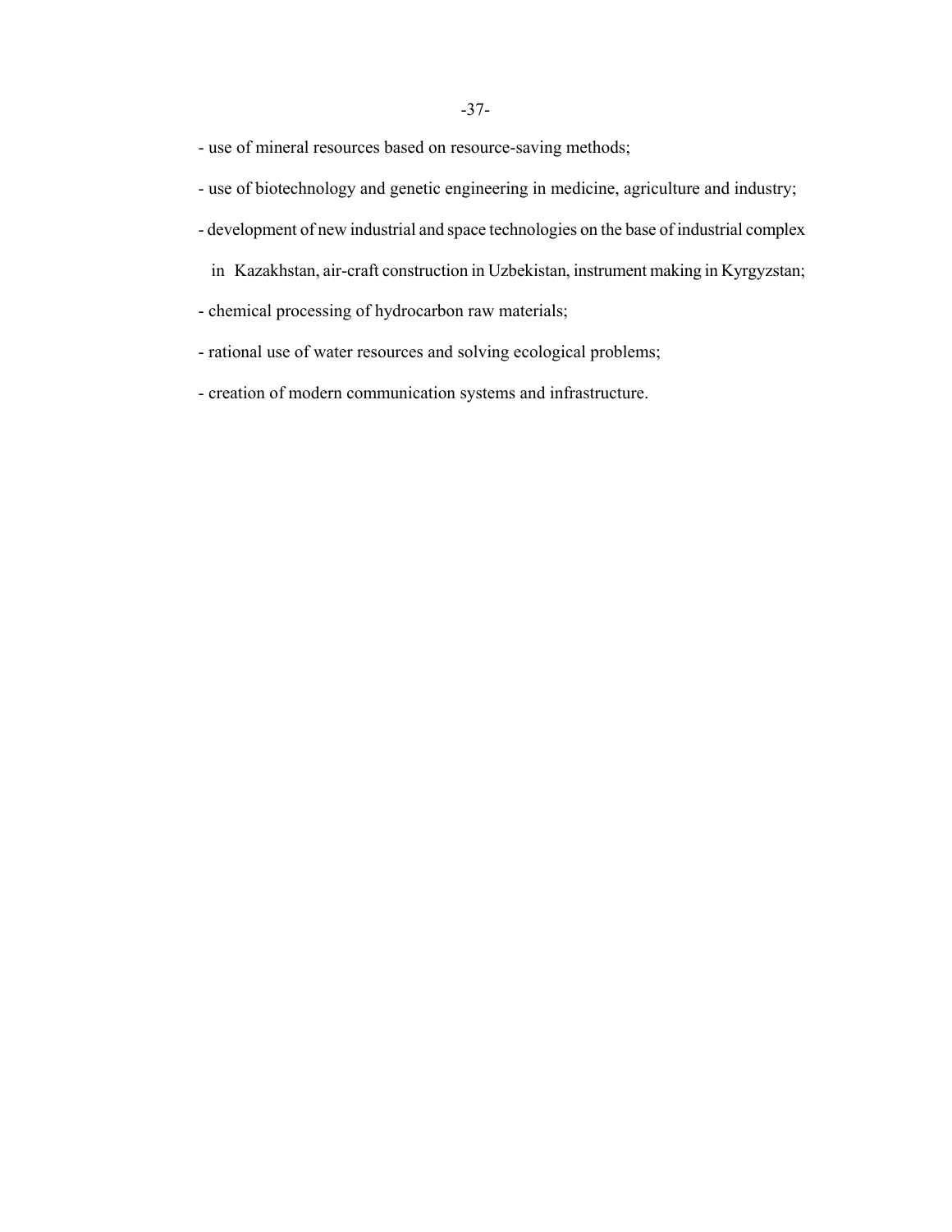- use of mineral resources based on resource-saving methods;
- use of biotechnology and genetic engineering in medicine, agriculture and industry;
- development of new industrial and space technologies on the base of industrial complex in Kazakhstan, air-craft construction in Uzbekistan, instrument making in Kyrgyzstan;
- chemical processing of hydrocarbon raw materials;
- rational use of water resources and solving ecological problems;
- creation of modern communication systems and infrastructure.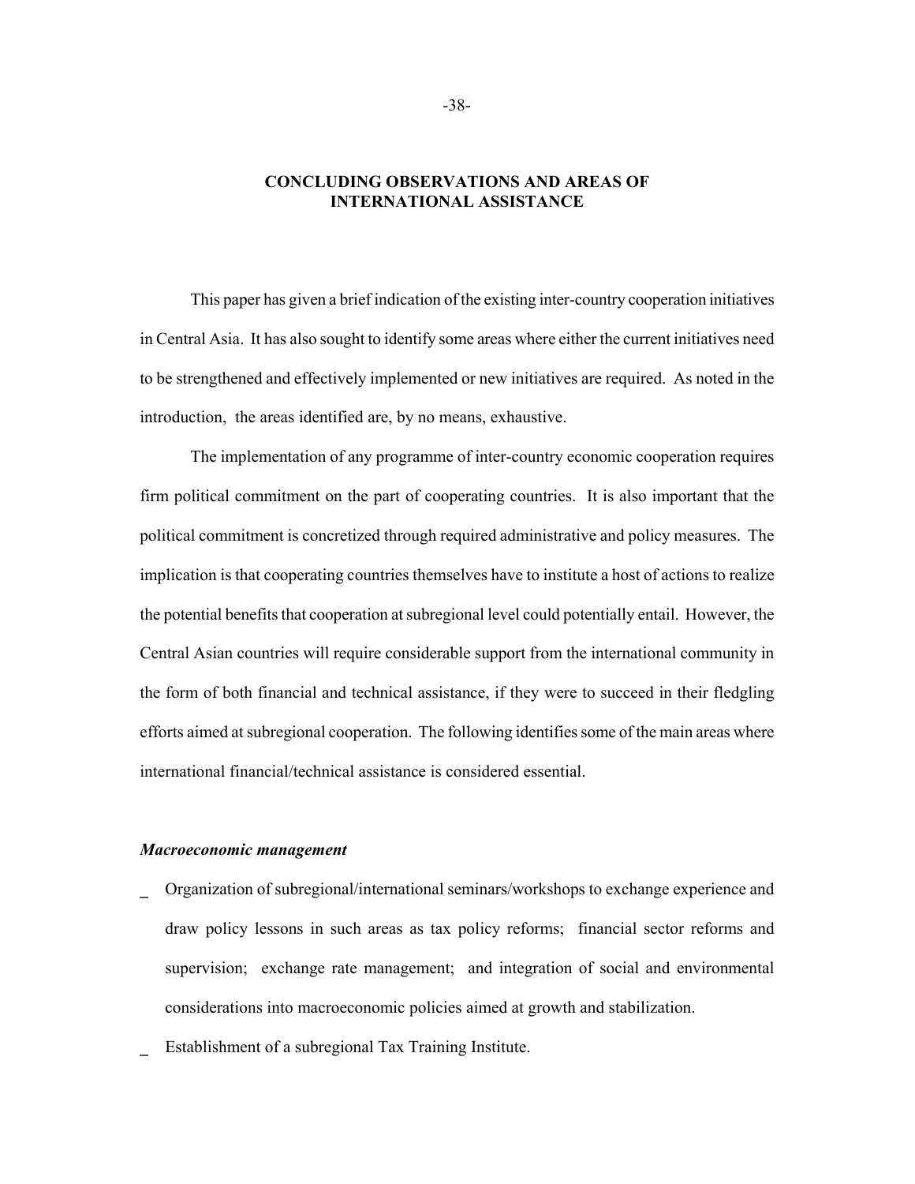## CONCLUDING OBSERVATIONS AND AREAS OF INTERNATIONAL ASSISTANCE

This paper has given a brief indication of the existing inter-country cooperation initiatives in Central Asia. It has also sought to identify some areas where either the current initiatives need to be strengthened and effectively implemented or new initiatives are required. As noted in the introduction, the areas identified are, by no means, exhaustive.

The implementation of any programme of inter-country economic cooperation requires firm political commitment on the part of cooperating countries. It is also important that the political commitment is concretized through required administrative and policy measures. The implication is that cooperating countries themselves have to institute a host of actions to realize the potential benefits that cooperation at subregional level could potentially entail. However, the Central Asian countries will require considerable support from the international community in the form of both financial and technical assistance, if they were to succeed in their fledgling efforts aimed at subregional cooperation. The following identifies some of the main areas where international financial/technical assistance is considered essential.

***Macroeconomic management***

- Organization of subregional/international seminars/workshops to exchange experience and draw policy lessons in such areas as tax policy reforms; financial sector reforms and supervision; exchange rate management; and integration of social and environmental considerations into macroeconomic policies aimed at growth and stabilization.
- Establishment of a subregional Tax Training Institute.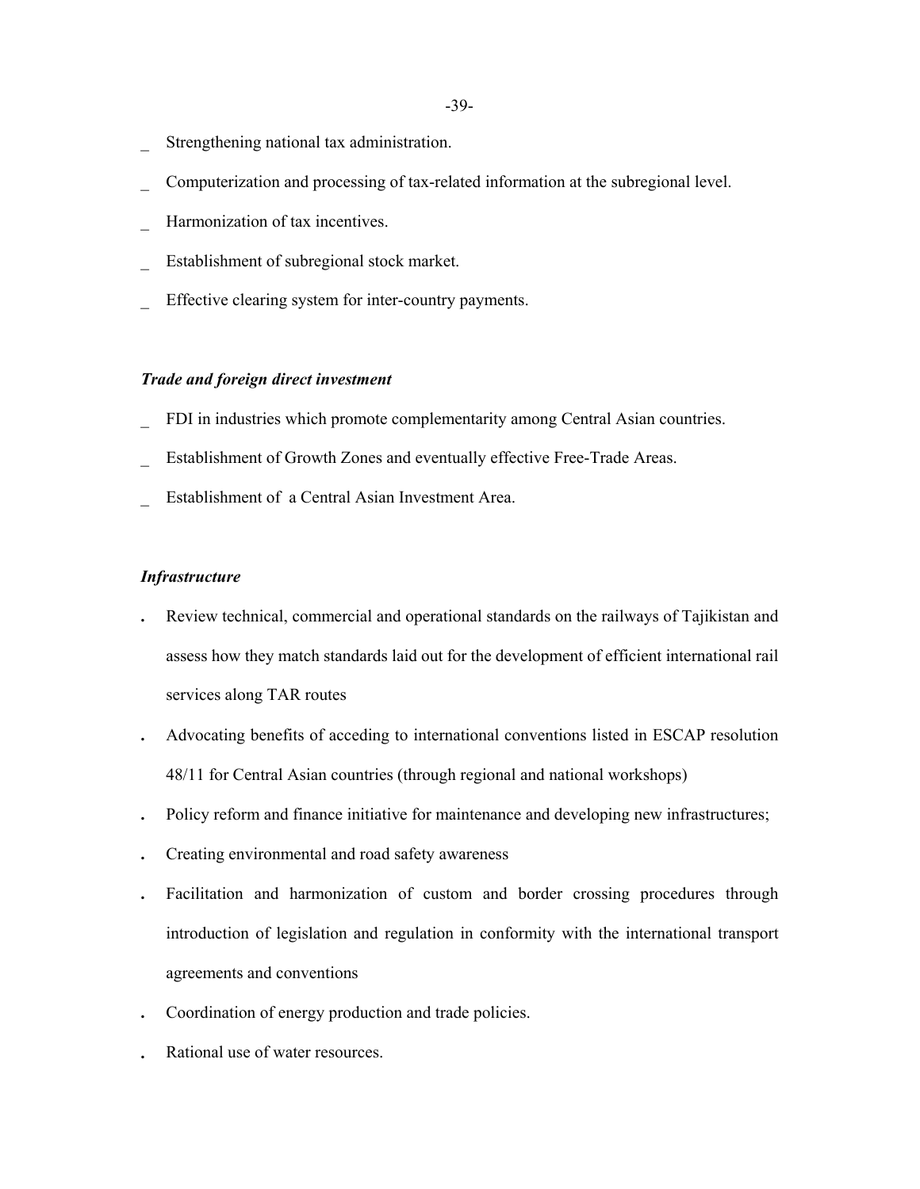- Strengthening national tax administration.
- Computerization and processing of tax-related information at the subregional level.
- Harmonization of tax incentives.
- Establishment of subregional stock market.
- Effective clearing system for inter-country payments.

***Trade and foreign direct investment***

- FDI in industries which promote complementarity among Central Asian countries.
- Establishment of Growth Zones and eventually effective Free-Trade Areas.
- Establishment of a Central Asian Investment Area.

***Infrastructure***

- Review technical, commercial and operational standards on the railways of Tajikistan and assess how they match standards laid out for the development of efficient international rail services along TAR routes
- Advocating benefits of acceding to international conventions listed in ESCAP resolution 48/11 for Central Asian countries (through regional and national workshops)
- Policy reform and finance initiative for maintenance and developing new infrastructures;
- Creating environmental and road safety awareness
- Facilitation and harmonization of custom and border crossing procedures through introduction of legislation and regulation in conformity with the international transport agreements and conventions
- Coordination of energy production and trade policies.
- Rational use of water resources.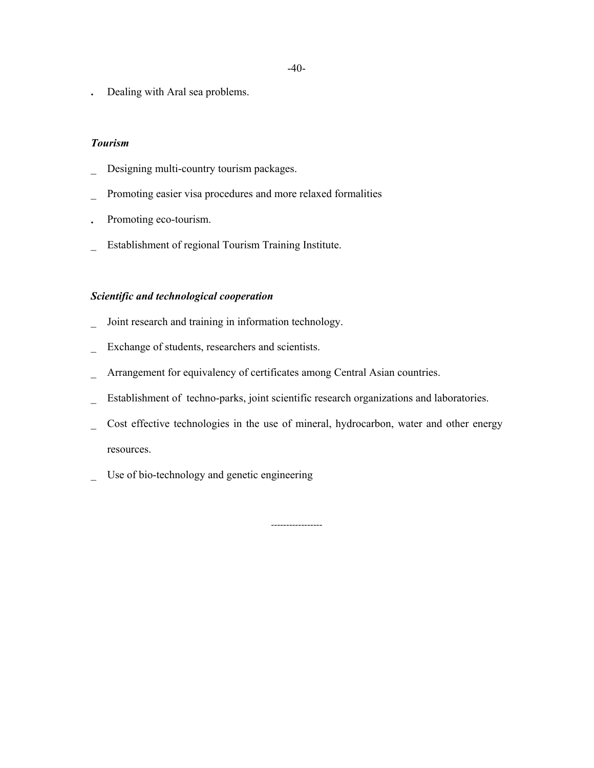- Dealing with Aral sea problems.

***Tourism***

- Designing multi-country tourism packages.
- Promoting easier visa procedures and more relaxed formalities
- Promoting eco-tourism.
- Establishment of regional Tourism Training Institute.

***Scientific and technological cooperation***

- Joint research and training in information technology.
- Exchange of students, researchers and scientists.
- Arrangement for equivalency of certificates among Central Asian countries.
- Establishment of techno-parks, joint scientific research organizations and laboratories.
- Cost effective technologies in the use of mineral, hydrocarbon, water and other energy resources.
- Use of bio-technology and genetic engineering

----------------